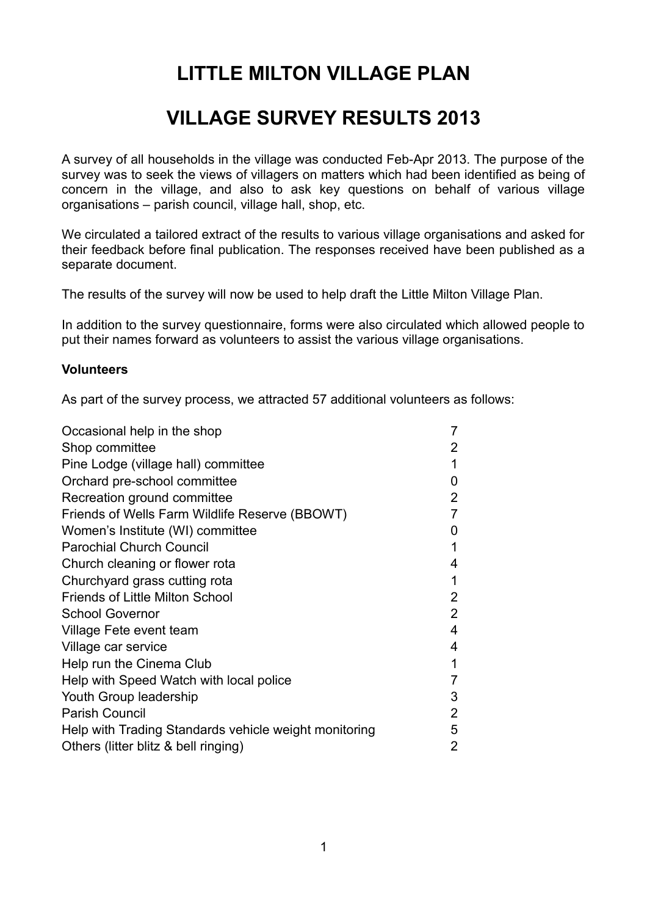# LITTLE MILTON VILLAGE PLAN

# VILLAGE SURVEY RESULTS 2013

A survey of all households in the village was conducted Feb-Apr 2013. The purpose of the survey was to seek the views of villagers on matters which had been identified as being of concern in the village, and also to ask key questions on behalf of various village organisations – parish council, village hall, shop, etc.

We circulated a tailored extract of the results to various village organisations and asked for their feedback before final publication. The responses received have been published as a separate document.

The results of the survey will now be used to help draft the Little Milton Village Plan.

In addition to the survey questionnaire, forms were also circulated which allowed people to put their names forward as volunteers to assist the various village organisations.

**Volunteers**

As part of the survey process, we attracted 57 additional volunteers as follows:

| | |
|---|---|
| Occasional help in the shop | 7 |
| Shop committee | 2 |
| Pine Lodge (village hall) committee | 1 |
| Orchard pre-school committee | 0 |
| Recreation ground committee | 2 |
| Friends of Wells Farm Wildlife Reserve (BBOWT) | 7 |
| Women's Institute (WI) committee | 0 |
| Parochial Church Council | 1 |
| Church cleaning or flower rota | 4 |
| Churchyard grass cutting rota | 1 |
| Friends of Little Milton School | 2 |
| School Governor | 2 |
| Village Fete event team | 4 |
| Village car service | 4 |
| Help run the Cinema Club | 1 |
| Help with Speed Watch with local police | 7 |
| Youth Group leadership | 3 |
| Parish Council | 2 |
| Help with Trading Standards vehicle weight monitoring | 5 |
| Others (litter blitz & bell ringing) | 2 |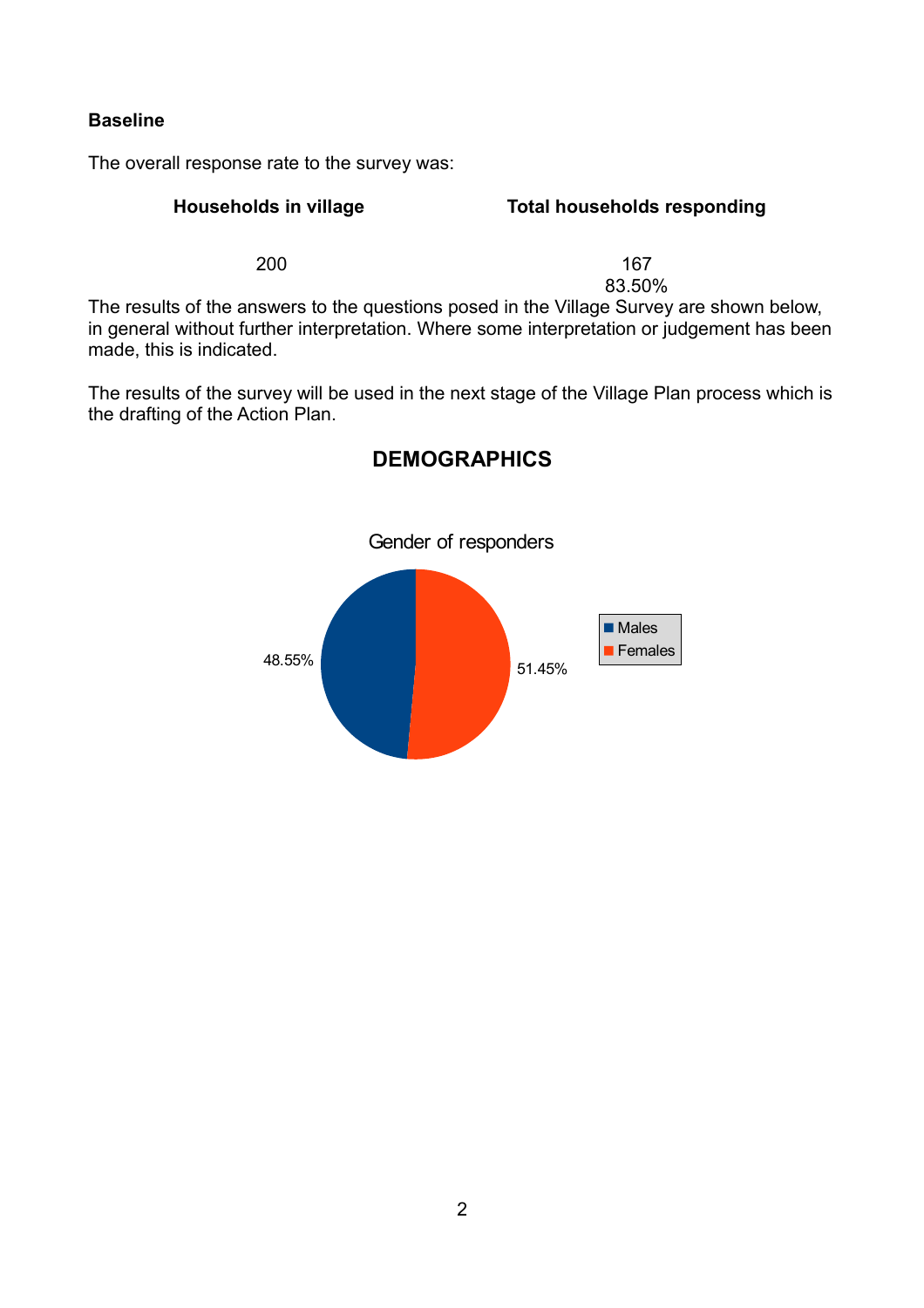**Baseline**

The overall response rate to the survey was:

| Households in village | Total households responding |
|---|---|
| 200 | 167 |
| | 83.50% |

The results of the answers to the questions posed in the Village Survey are shown below, in general without further interpretation. Where some interpretation or judgement has been made, this is indicated.

The results of the survey will be used in the next stage of the Village Plan process which is the drafting of the Action Plan.

## DEMOGRAPHICS

Gender of responders

| Gender | Percentage |
|---|---|
| Males | 48.55% |
| Females | 51.45% |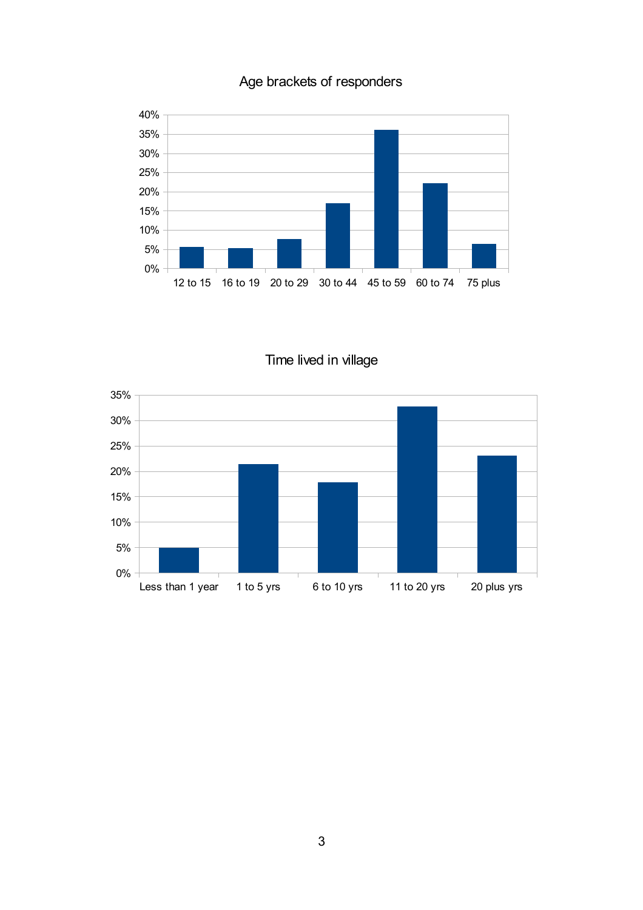## Age brackets of responders

| Age bracket | Percentage |
|---|---|
| 12 to 15 | ~5.5% |
| 16 to 19 | ~5% |
| 20 to 29 | ~7.5% |
| 30 to 44 | ~17% |
| 45 to 59 | ~36% |
| 60 to 74 | ~22% |
| 75 plus | ~6.5% |

## Time lived in village

| Time lived | Percentage |
|---|---|
| Less than 1 year | ~5% |
| 1 to 5 yrs | ~21.5% |
| 6 to 10 yrs | ~18% |
| 11 to 20 yrs | ~32.5% |
| 20 plus yrs | ~23% |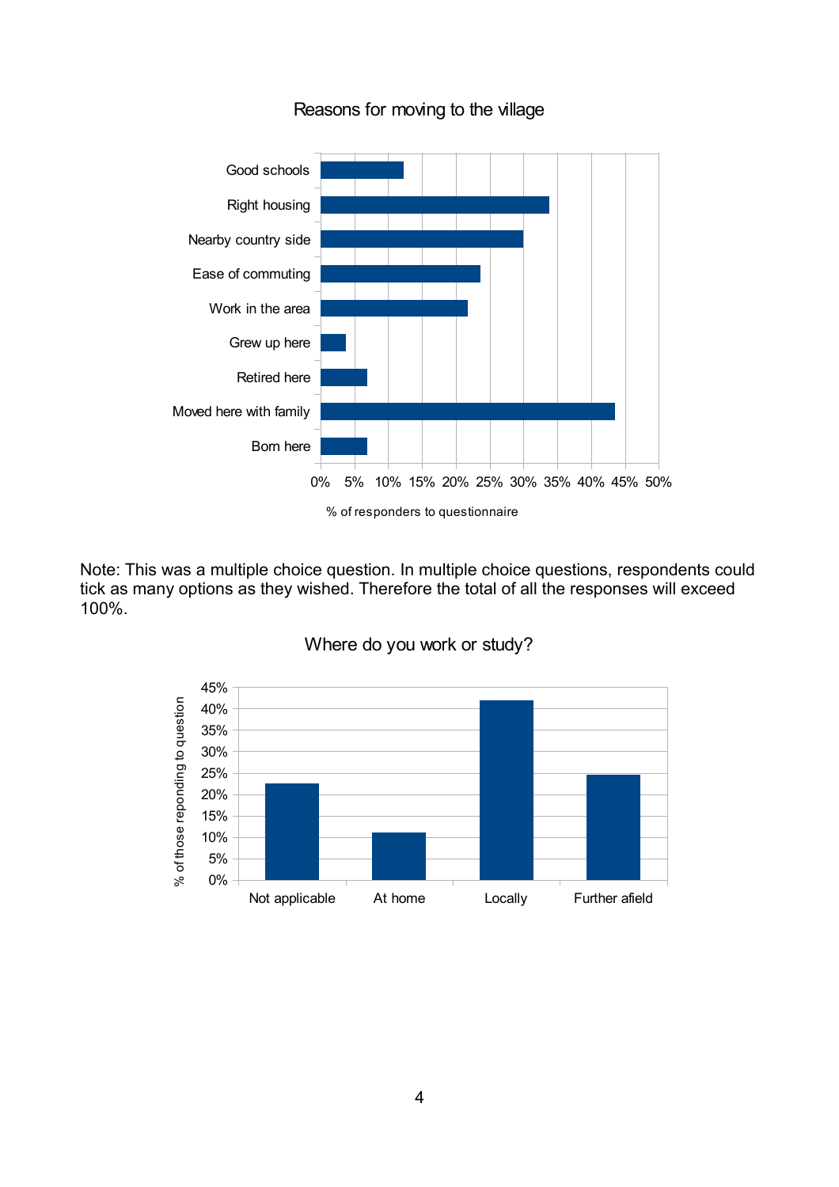Reasons for moving to the village

| Reason | % of responders to questionnaire |
|---|---|
| Good schools | ~12% |
| Right housing | ~34% |
| Nearby country side | ~30% |
| Ease of commuting | ~24% |
| Work in the area | ~22% |
| Grew up here | ~4% |
| Retired here | ~7% |
| Moved here with family | ~44% |
| Born here | ~7% |

Note: This was a multiple choice question. In multiple choice questions, respondents could tick as many options as they wished. Therefore the total of all the responses will exceed 100%.

Where do you work or study?

| Location | % of those reponding to question |
|---|---|
| Not applicable | ~23% |
| At home | ~11% |
| Locally | ~42% |
| Further afield | ~25% |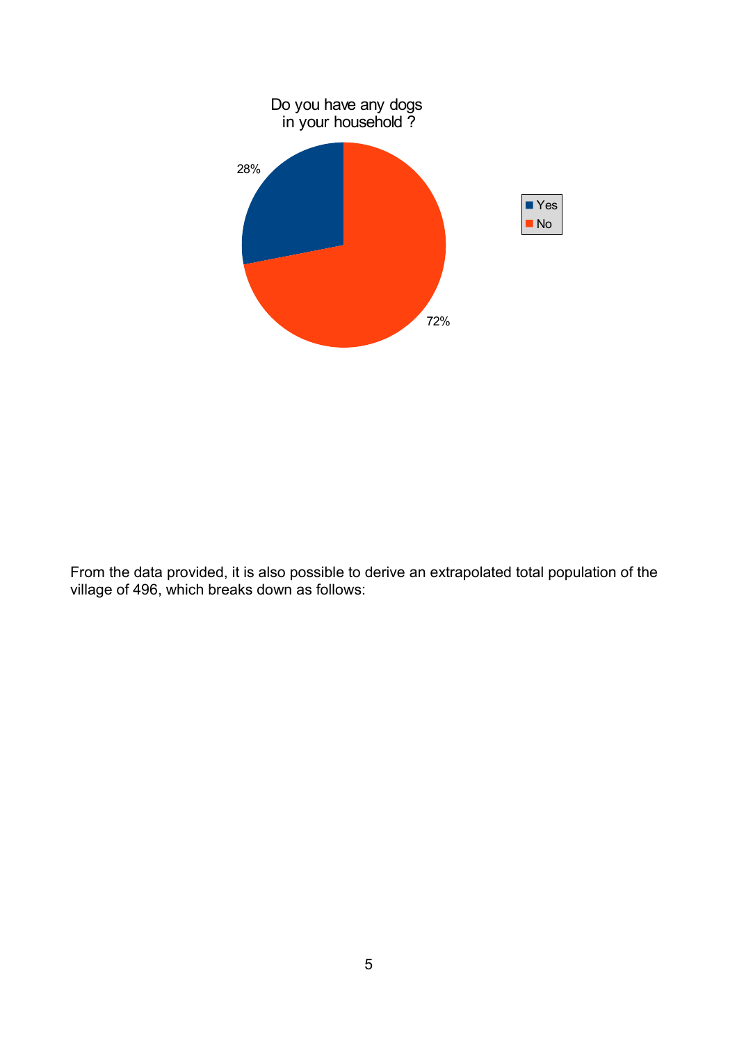Do you have any dogs in your household ?

| | |
|---|---|
| Yes | 28% |
| No | 72% |

From the data provided, it is also possible to derive an extrapolated total population of the village of 496, which breaks down as follows: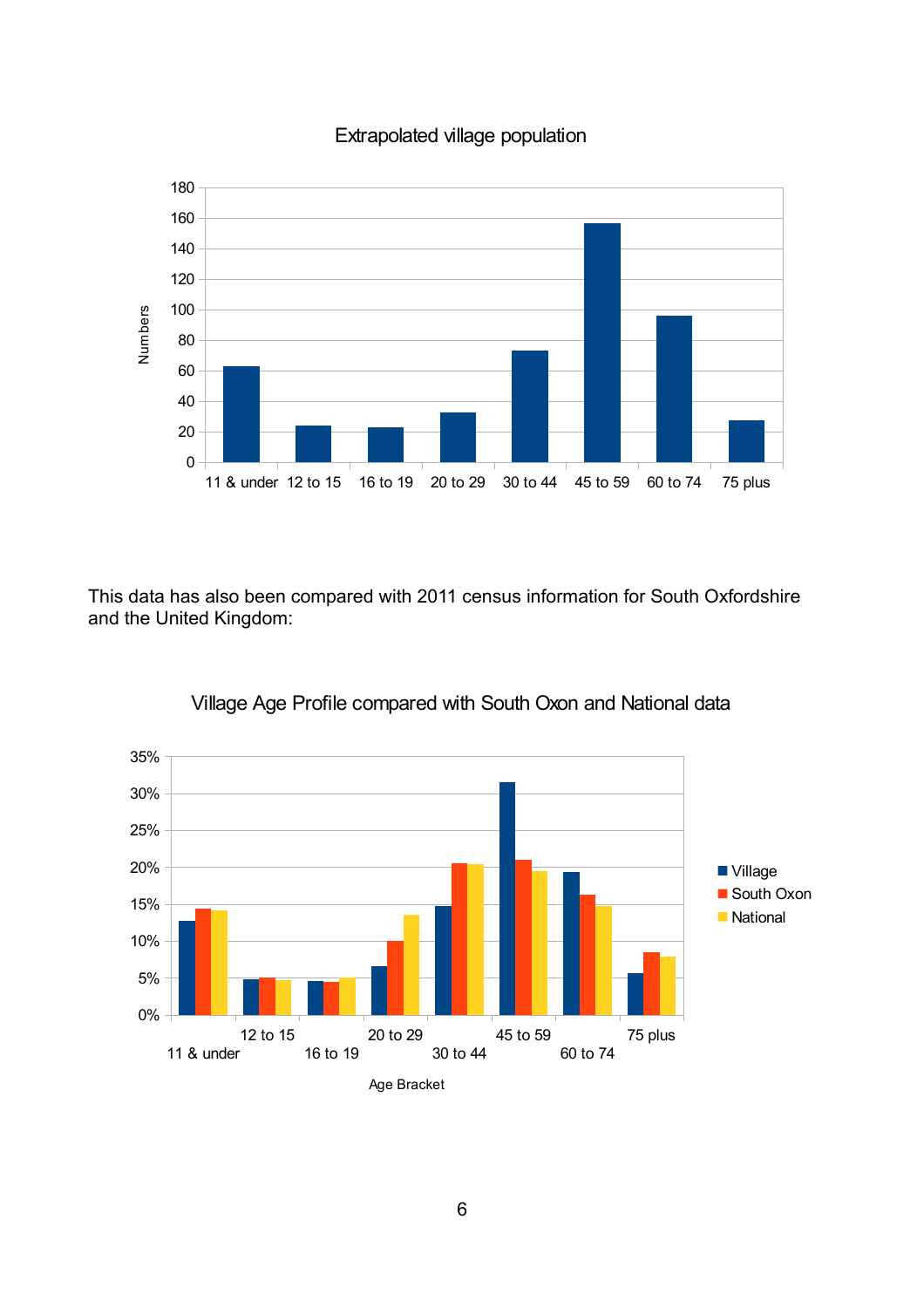Extrapolated village population

This data has also been compared with 2011 census information for South Oxfordshire and the United Kingdom:

Village Age Profile compared with South Oxon and National data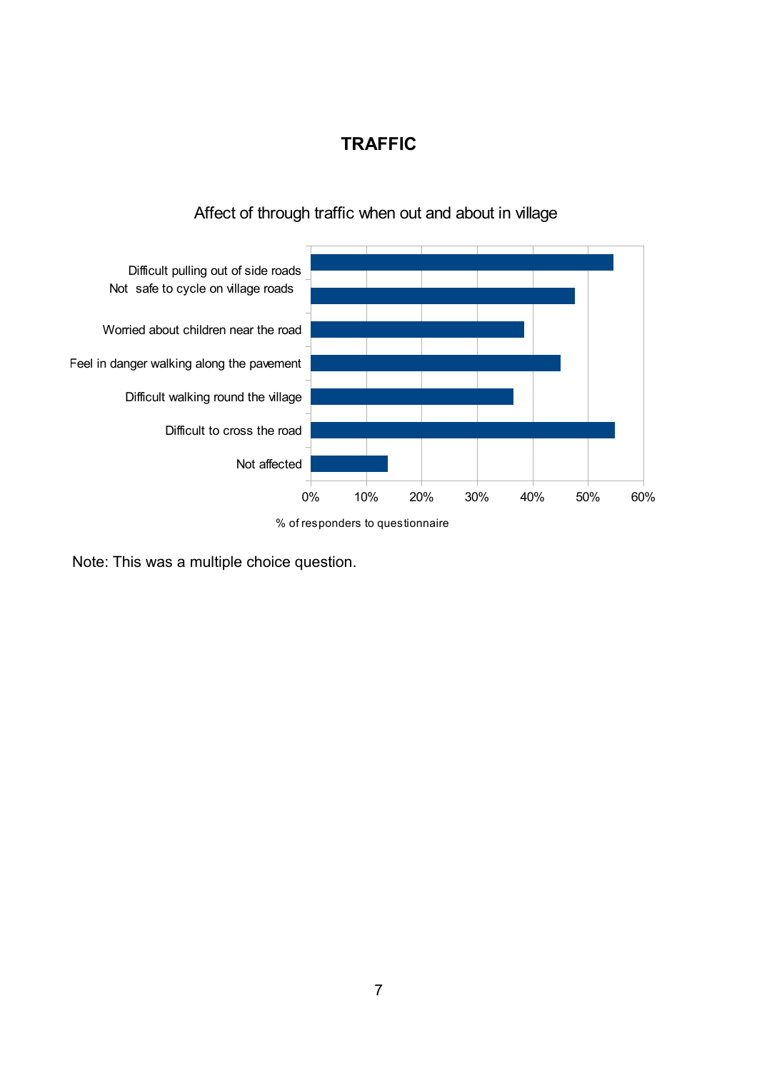# TRAFFIC

Affect of through traffic when out and about in village

| Response | % of responders to questionnaire |
|---|---|
| Difficult pulling out of side roads | ~54% |
| Not safe to cycle on village roads | ~47% |
| Worried about children near the road | ~38% |
| Feel in danger walking along the pavement | ~45% |
| Difficult walking round the village | ~36% |
| Difficult to cross the road | ~55% |
| Not affected | ~14% |

Note: This was a multiple choice question.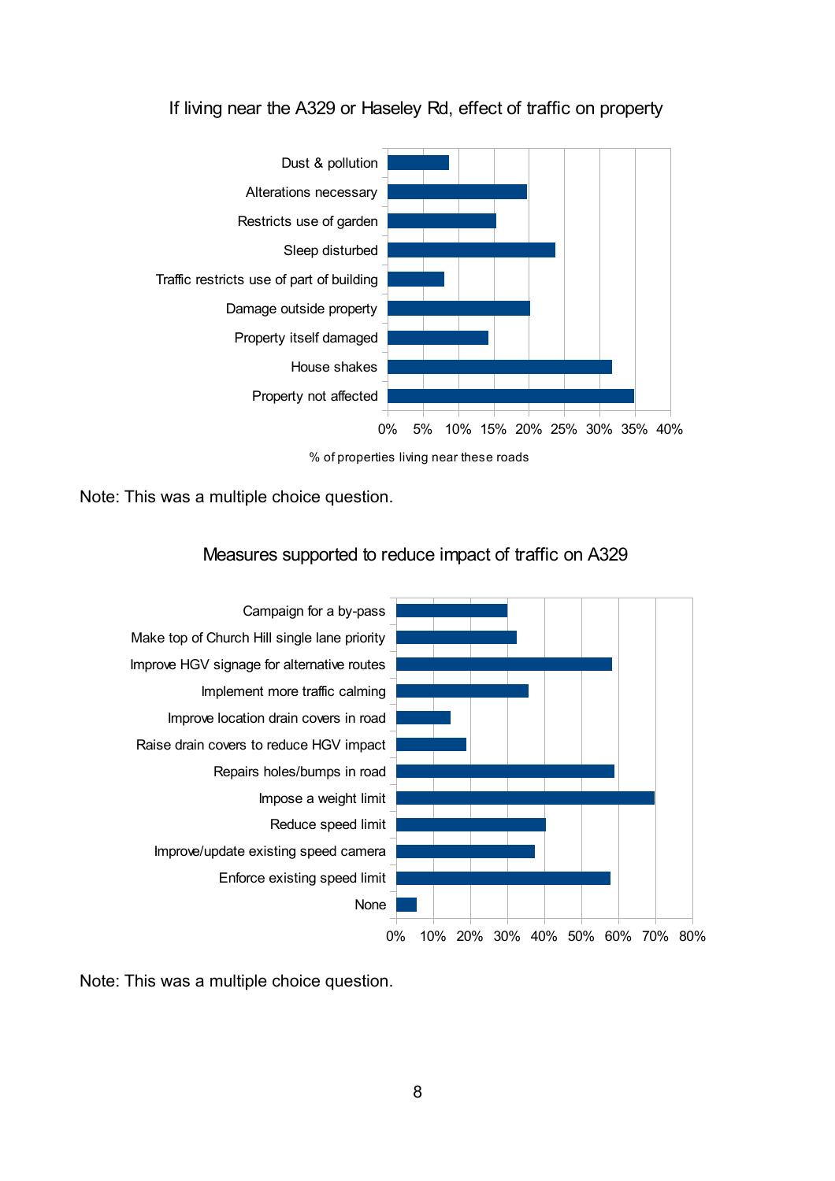If living near the A329 or Haseley Rd, effect of traffic on property

| Effect | % of properties living near these roads |
|---|---|
| Dust & pollution | |
| Alterations necessary | |
| Restricts use of garden | |
| Sleep disturbed | |
| Traffic restricts use of part of building | |
| Damage outside property | |
| Property itself damaged | |
| House shakes | |
| Property not affected | |

0% 5% 10% 15% 20% 25% 30% 35% 40%

% of properties living near these roads

Note: This was a multiple choice question.

Measures supported to reduce impact of traffic on A329

| Measure |
|---|
| Campaign for a by-pass |
| Make top of Church Hill single lane priority |
| Improve HGV signage for alternative routes |
| Implement more traffic calming |
| Improve location drain covers in road |
| Raise drain covers to reduce HGV impact |
| Repairs holes/bumps in road |
| Impose a weight limit |
| Reduce speed limit |
| Improve/update existing speed camera |
| Enforce existing speed limit |
| None |

0% 10% 20% 30% 40% 50% 60% 70% 80%

Note: This was a multiple choice question.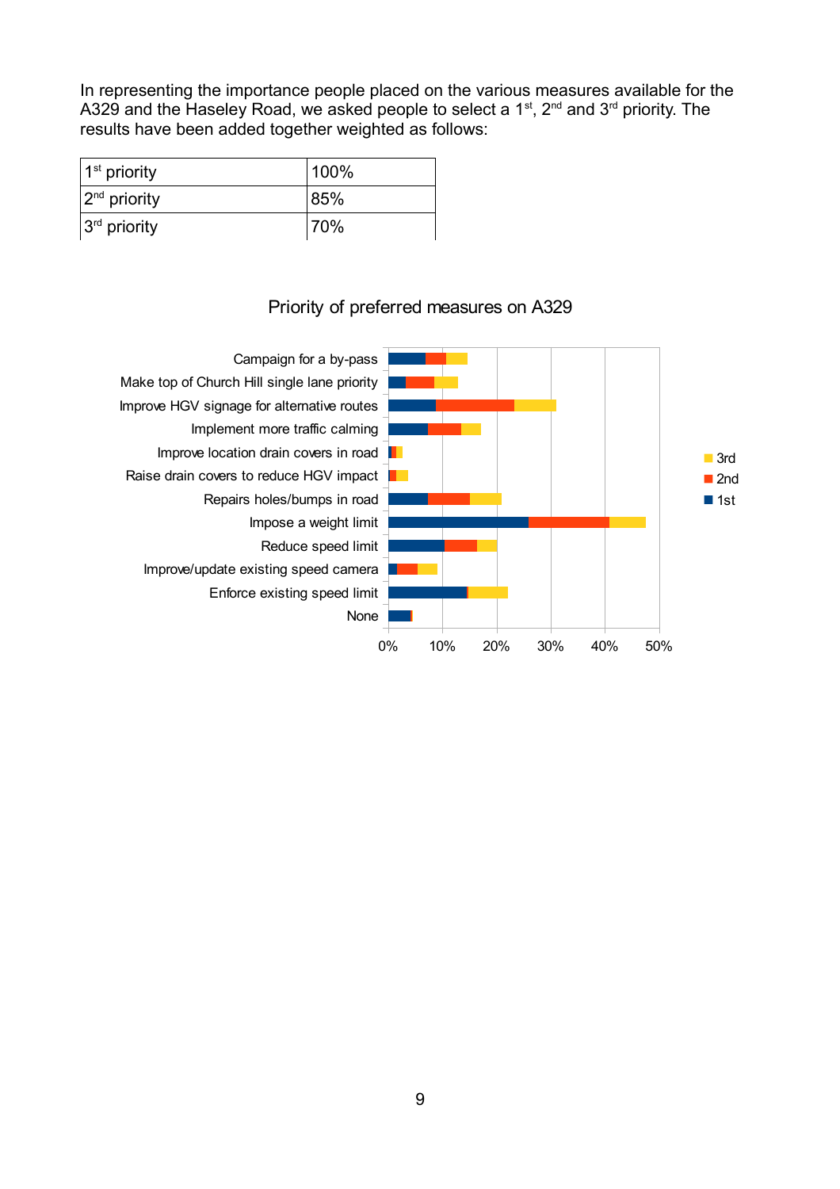In representing the importance people placed on the various measures available for the A329 and the Haseley Road, we asked people to select a 1st, 2nd and 3rd priority. The results have been added together weighted as follows:

| 1st priority | 100% |
|---|---|
| 2nd priority | 85% |
| 3rd priority | 70% |

Priority of preferred measures on A329

Campaign for a by-pass
Make top of Church Hill single lane priority
Improve HGV signage for alternative routes
Implement more traffic calming
Improve location drain covers in road
Raise drain covers to reduce HGV impact
Repairs holes/bumps in road
Impose a weight limit
Reduce speed limit
Improve/update existing speed camera
Enforce existing speed limit
None

0% 10% 20% 30% 40% 50%

3rd
2nd
1st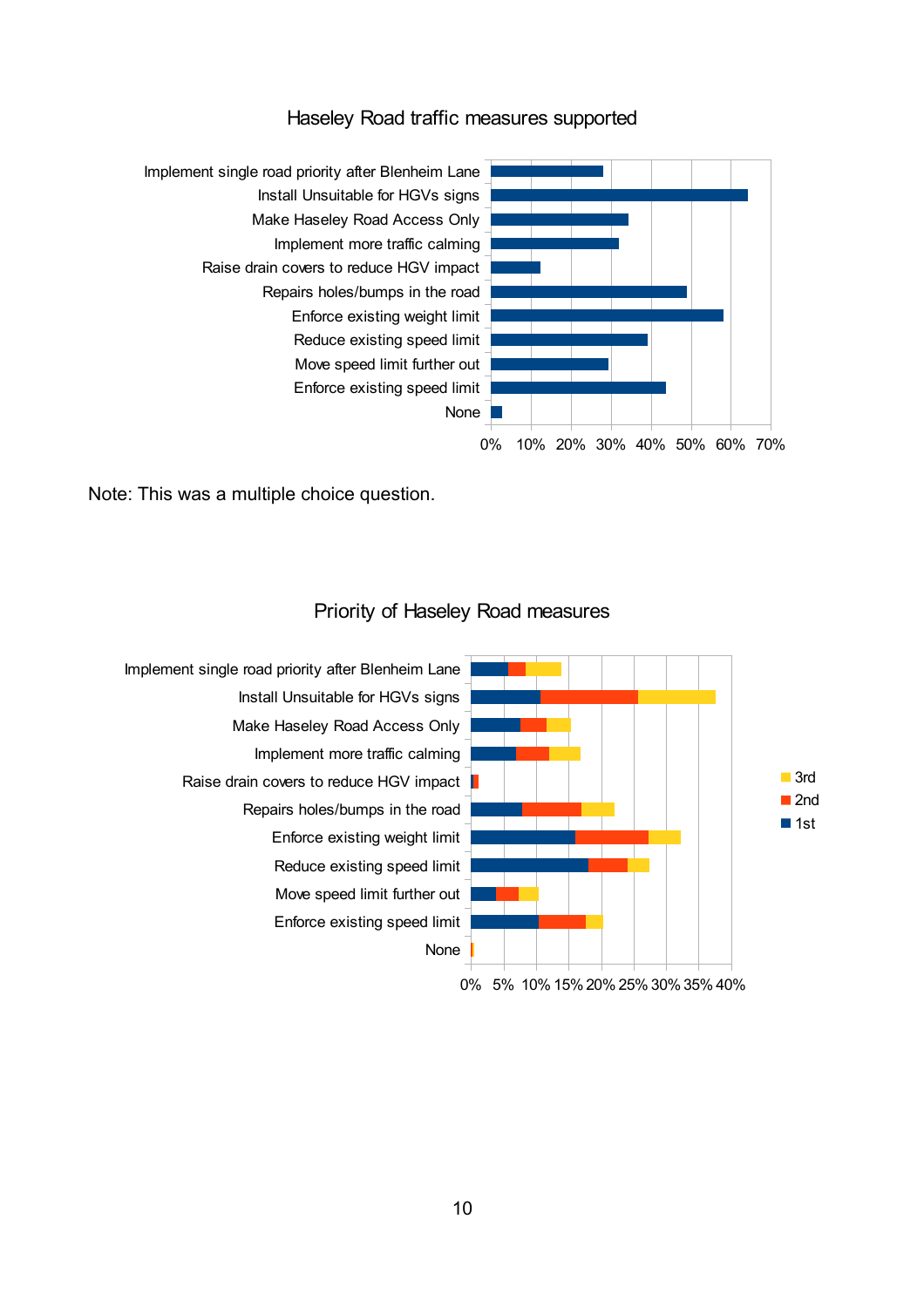Haseley Road traffic measures supported

| Measure |
|---|
| Implement single road priority after Blenheim Lane |
| Install Unsuitable for HGVs signs |
| Make Haseley Road Access Only |
| Implement more traffic calming |
| Raise drain covers to reduce HGV impact |
| Repairs holes/bumps in the road |
| Enforce existing weight limit |
| Reduce existing speed limit |
| Move speed limit further out |
| Enforce existing speed limit |
| None |

0% 10% 20% 30% 40% 50% 60% 70%

Note: This was a multiple choice question.

Priority of Haseley Road measures

| Measure |
|---|
| Implement single road priority after Blenheim Lane |
| Install Unsuitable for HGVs signs |
| Make Haseley Road Access Only |
| Implement more traffic calming |
| Raise drain covers to reduce HGV impact |
| Repairs holes/bumps in the road |
| Enforce existing weight limit |
| Reduce existing speed limit |
| Move speed limit further out |
| Enforce existing speed limit |
| None |

0% 5% 10% 15% 20% 25% 30% 35% 40%

3rd
2nd
1st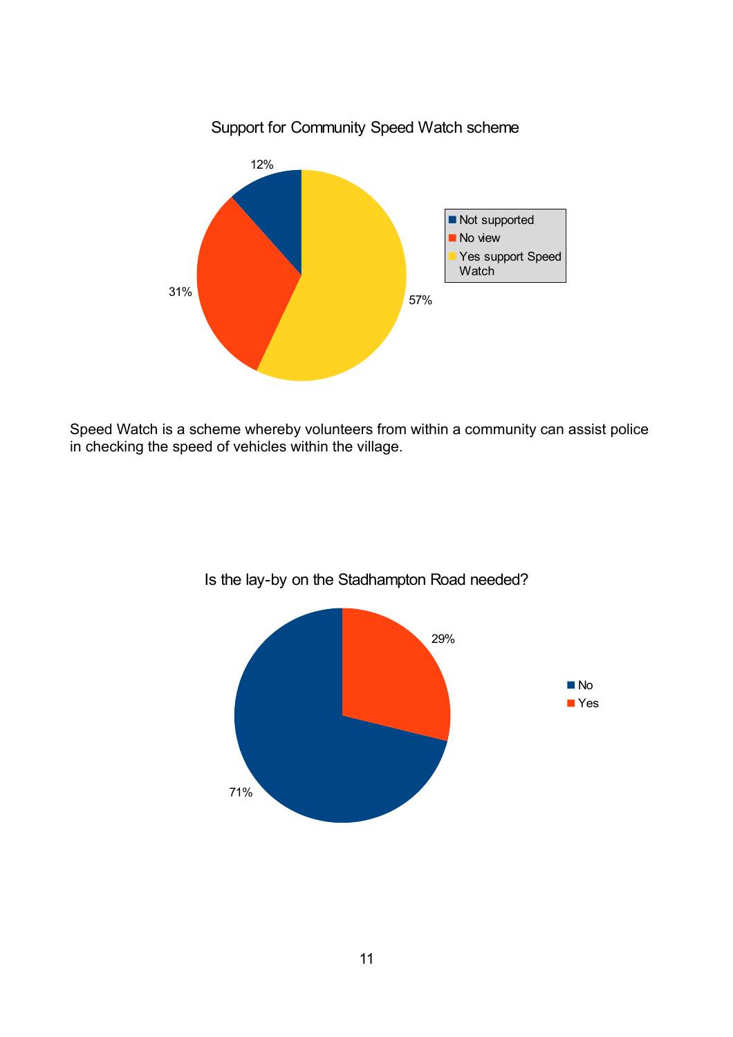Support for Community Speed Watch scheme

- Not supported: 12%
- No view: 31%
- Yes support Speed Watch: 57%

Speed Watch is a scheme whereby volunteers from within a community can assist police in checking the speed of vehicles within the village.

Is the lay-by on the Stadhampton Road needed?

- No: 71%
- Yes: 29%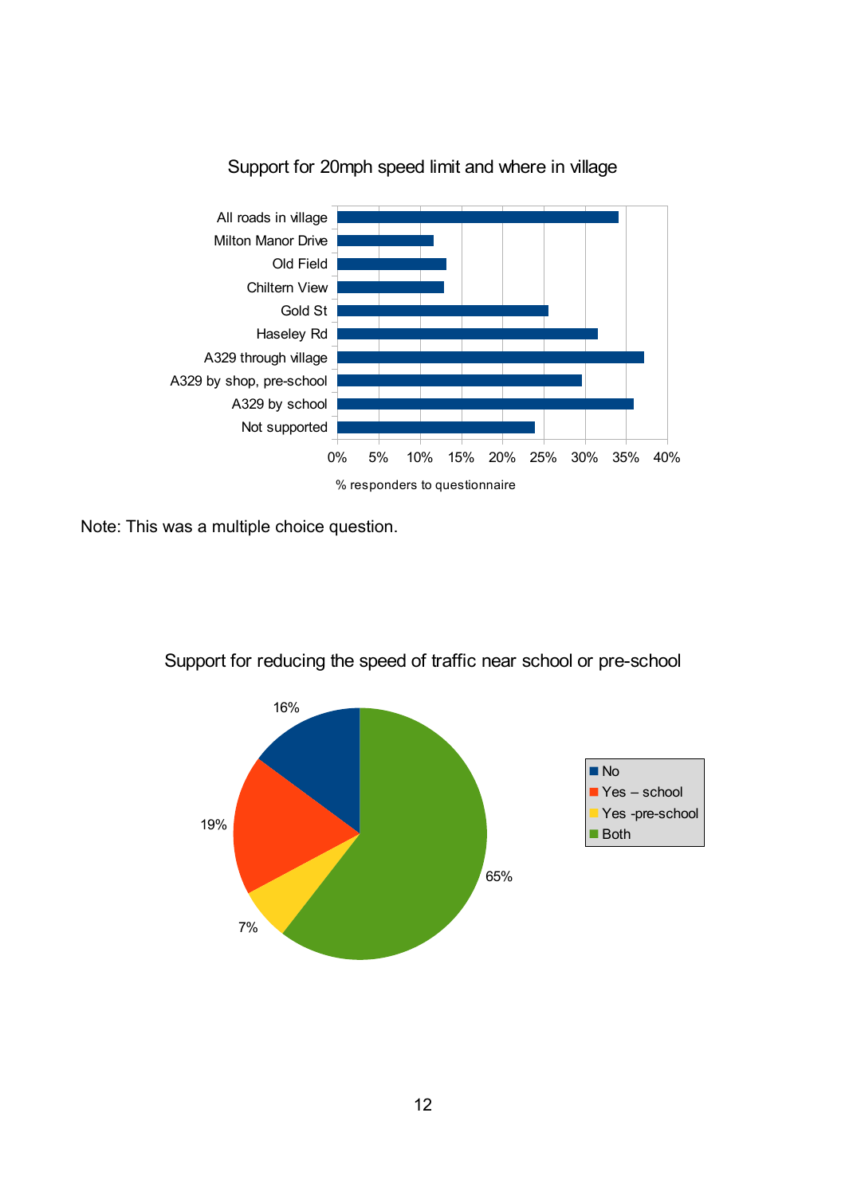Support for 20mph speed limit and where in village

| | % responders to questionnaire |
|---|---|
| All roads in village | |
| Milton Manor Drive | |
| Old Field | |
| Chiltern View | |
| Gold St | |
| Haseley Rd | |
| A329 through village | |
| A329 by shop, pre-school | |
| A329 by school | |
| Not supported | |

Note: This was a multiple choice question.

Support for reducing the speed of traffic near school or pre-school

| Response | % |
|---|---|
| No | 16% |
| Yes – school | 19% |
| Yes -pre-school | 7% |
| Both | 65% |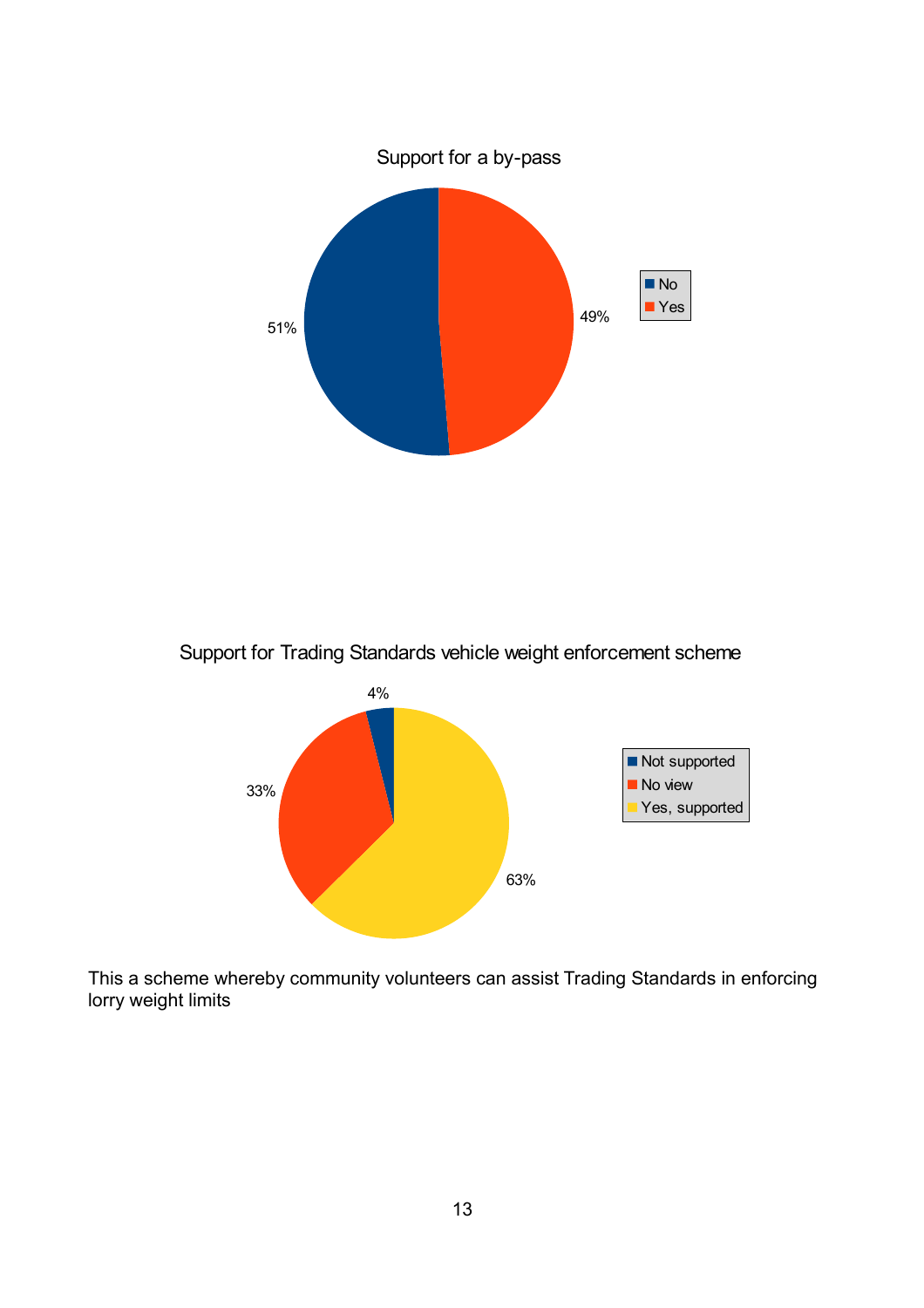Support for a by-pass

| Response | Percentage |
|---|---|
| No | 51% |
| Yes | 49% |

Support for Trading Standards vehicle weight enforcement scheme

| Response | Percentage |
|---|---|
| Not supported | 4% |
| No view | 33% |
| Yes, supported | 63% |

This a scheme whereby community volunteers can assist Trading Standards in enforcing lorry weight limits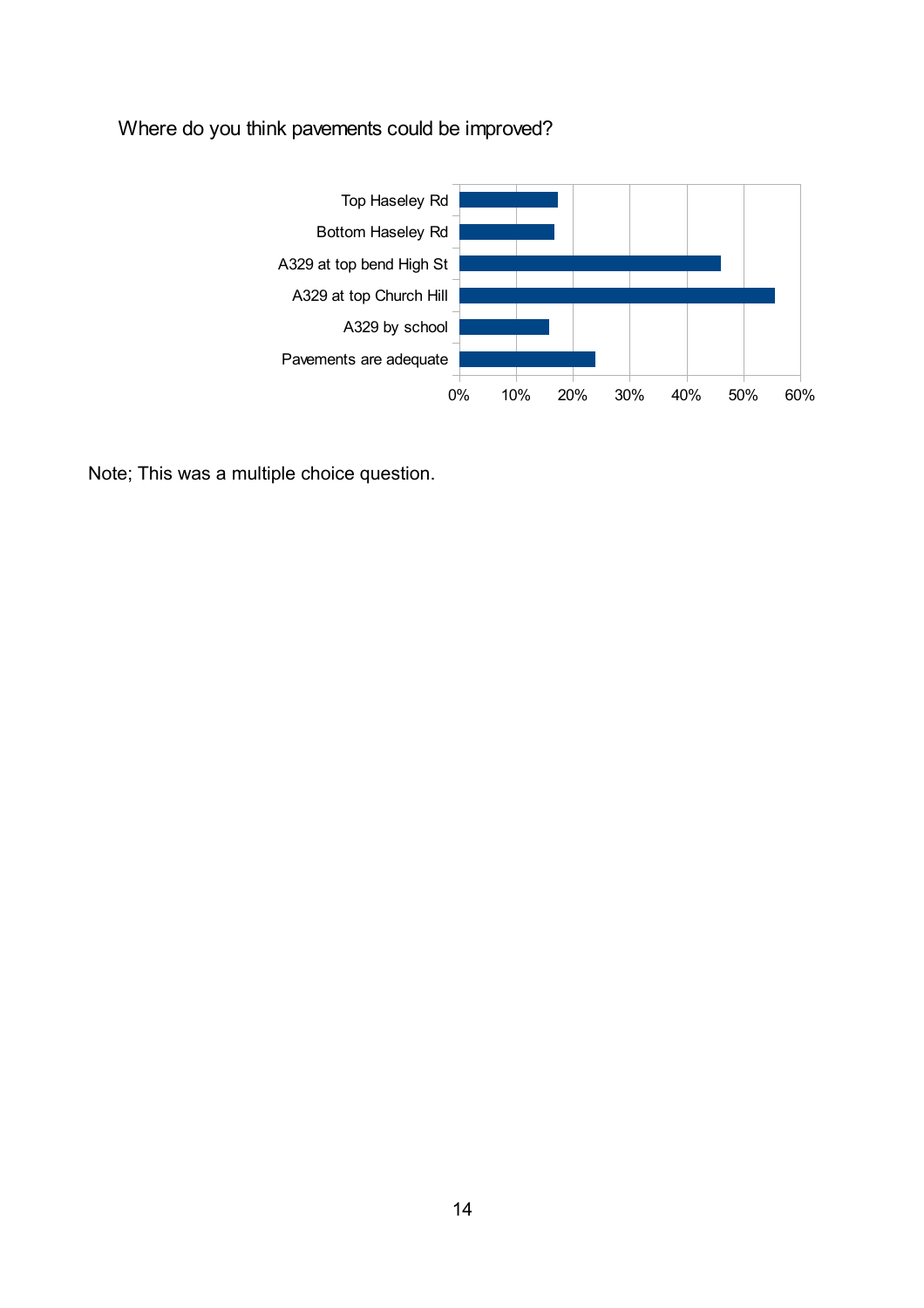Where do you think pavements could be improved?

| Response | Approx. % |
|---|---|
| Top Haseley Rd | 17% |
| Bottom Haseley Rd | 17% |
| A329 at top bend High St | 46% |
| A329 at top Church Hill | 56% |
| A329 by school | 16% |
| Pavements are adequate | 24% |

Note; This was a multiple choice question.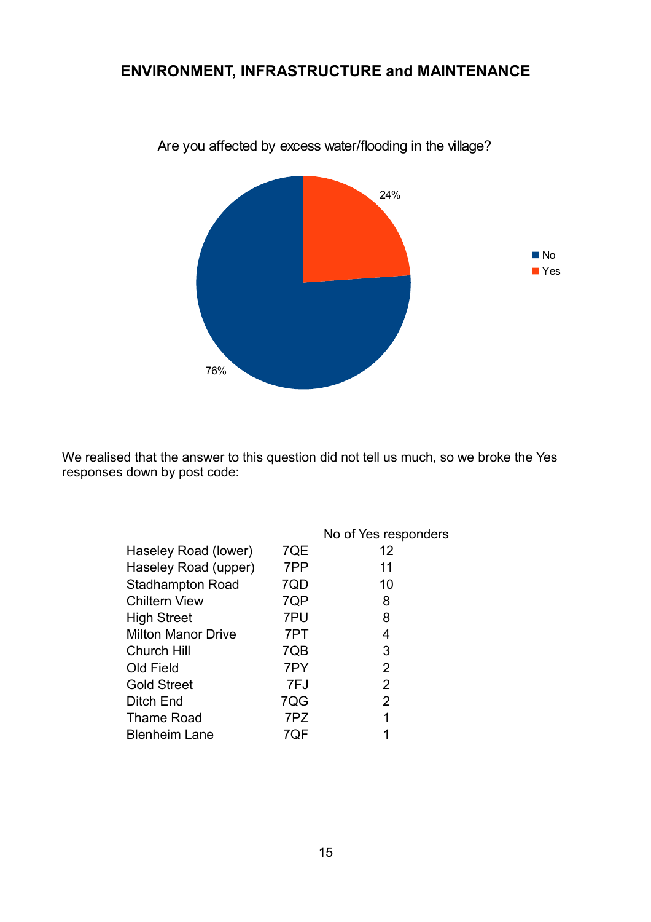## ENVIRONMENT, INFRASTRUCTURE and MAINTENANCE

Are you affected by excess water/flooding in the village?

- No: 76%
- Yes: 24%

We realised that the answer to this question did not tell us much, so we broke the Yes responses down by post code:

| | | No of Yes responders |
|---|---|---|
| Haseley Road (lower) | 7QE | 12 |
| Haseley Road (upper) | 7PP | 11 |
| Stadhampton Road | 7QD | 10 |
| Chiltern View | 7QP | 8 |
| High Street | 7PU | 8 |
| Milton Manor Drive | 7PT | 4 |
| Church Hill | 7QB | 3 |
| Old Field | 7PY | 2 |
| Gold Street | 7FJ | 2 |
| Ditch End | 7QG | 2 |
| Thame Road | 7PZ | 1 |
| Blenheim Lane | 7QF | 1 |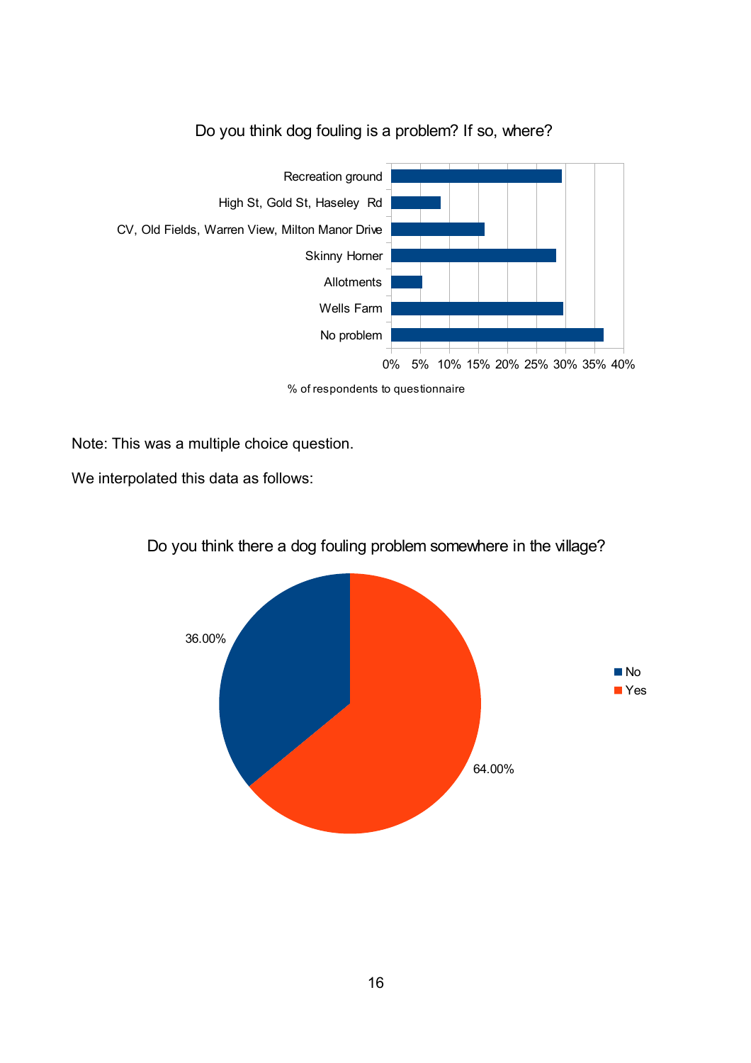Do you think dog fouling is a problem? If so, where?

Recreation ground
High St, Gold St, Haseley Rd
CV, Old Fields, Warren View, Milton Manor Drive
Skinny Horner
Allotments
Wells Farm
No problem

0% 5% 10% 15% 20% 25% 30% 35% 40%

% of respondents to questionnaire

Note: This was a multiple choice question.

We interpolated this data as follows:

Do you think there a dog fouling problem somewhere in the village?

36.00%

64.00%

No
Yes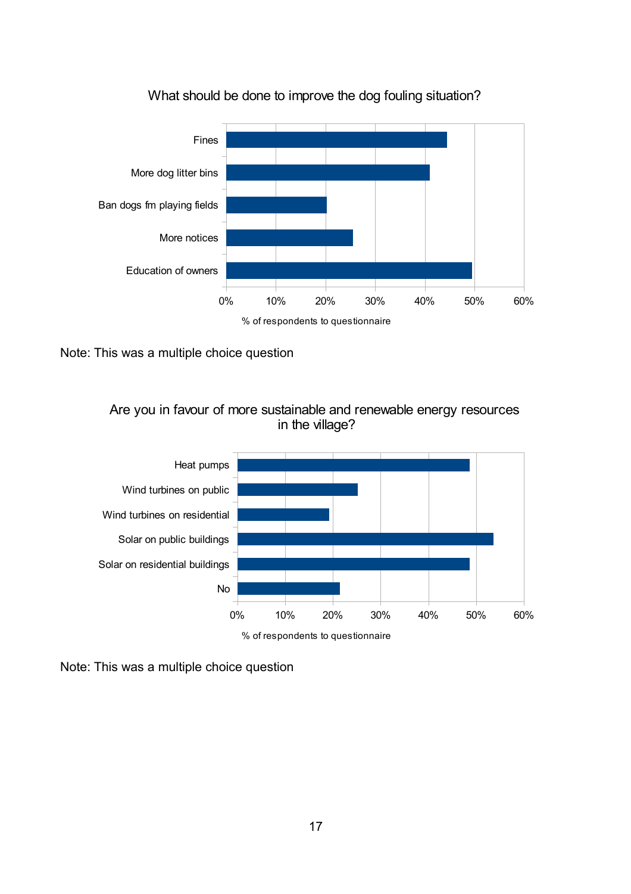### What should be done to improve the dog fouling situation?

| Response | % of respondents to questionnaire |
|---|---|
| Fines | ~44% |
| More dog litter bins | ~41% |
| Ban dogs fm playing fields | ~20% |
| More notices | ~25% |
| Education of owners | ~49% |

Note: This was a multiple choice question

### Are you in favour of more sustainable and renewable energy resources in the village?

| Response | % of respondents to questionnaire |
|---|---|
| Heat pumps | ~49% |
| Wind turbines on public | ~25% |
| Wind turbines on residential | ~19% |
| Solar on public buildings | ~54% |
| Solar on residential buildings | ~49% |
| No | ~21% |

Note: This was a multiple choice question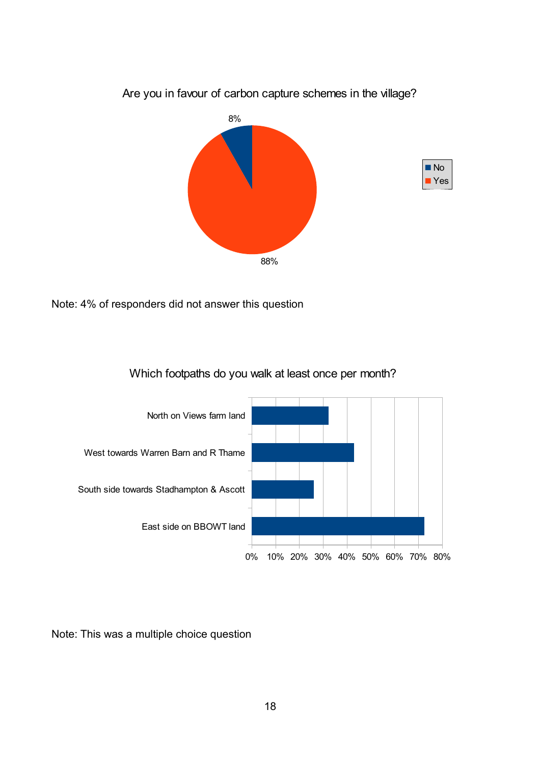Are you in favour of carbon capture schemes in the village?

| Response | Percentage |
| --- | --- |
| No | 8% |
| Yes | 88% |

Note: 4% of responders did not answer this question

Which footpaths do you walk at least once per month?

- North on Views farm land
- West towards Warren Barn and R Thame
- South side towards Stadhampton & Ascott
- East side on BBOWT land

Note: This was a multiple choice question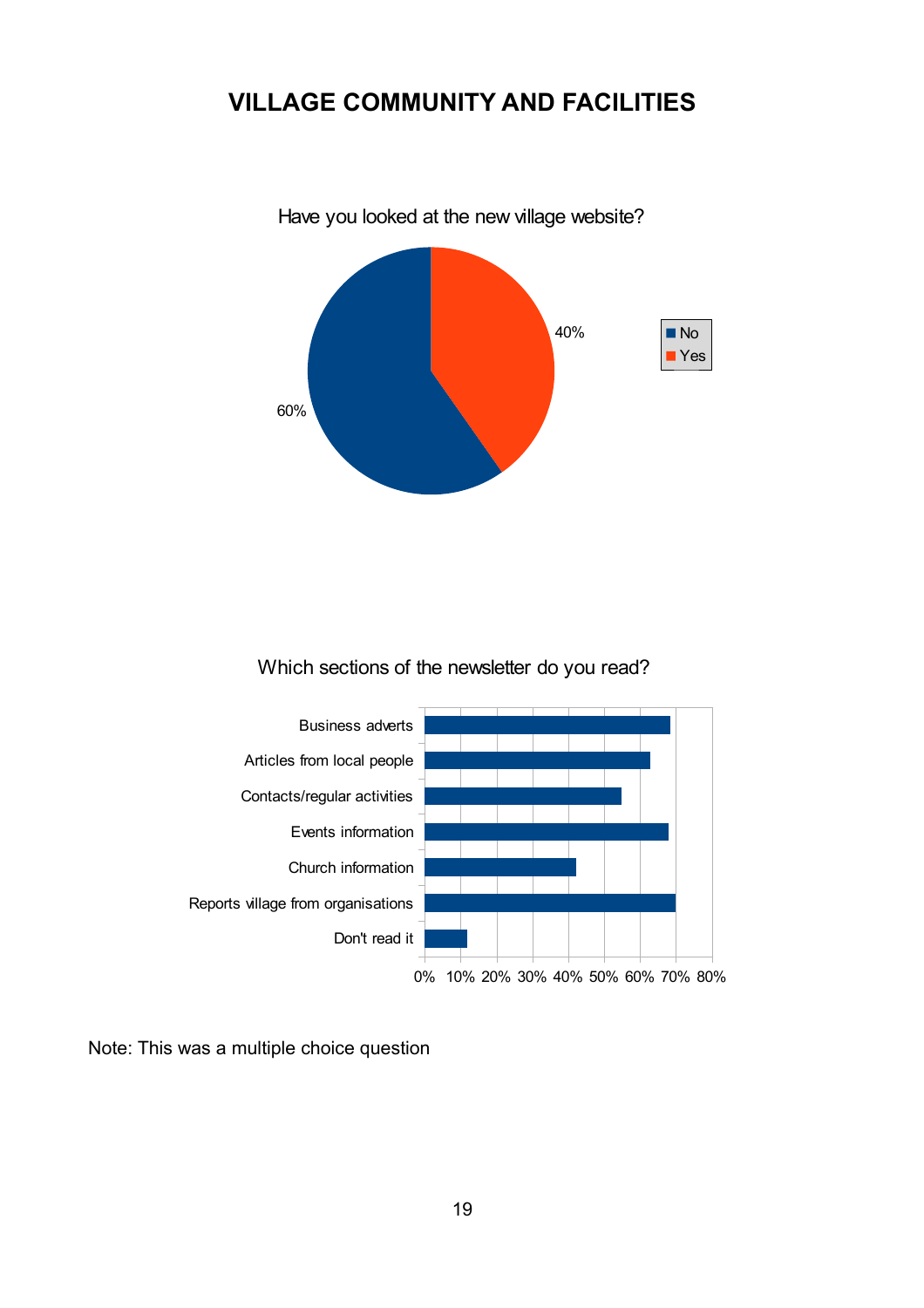# VILLAGE COMMUNITY AND FACILITIES

Have you looked at the new village website?

| Response | Percentage |
|---|---|
| No | 60% |
| Yes | 40% |

Which sections of the newsletter do you read?

- Business adverts
- Articles from local people
- Contacts/regular activities
- Events information
- Church information
- Reports village from organisations
- Don't read it

0% 10% 20% 30% 40% 50% 60% 70% 80%

Note: This was a multiple choice question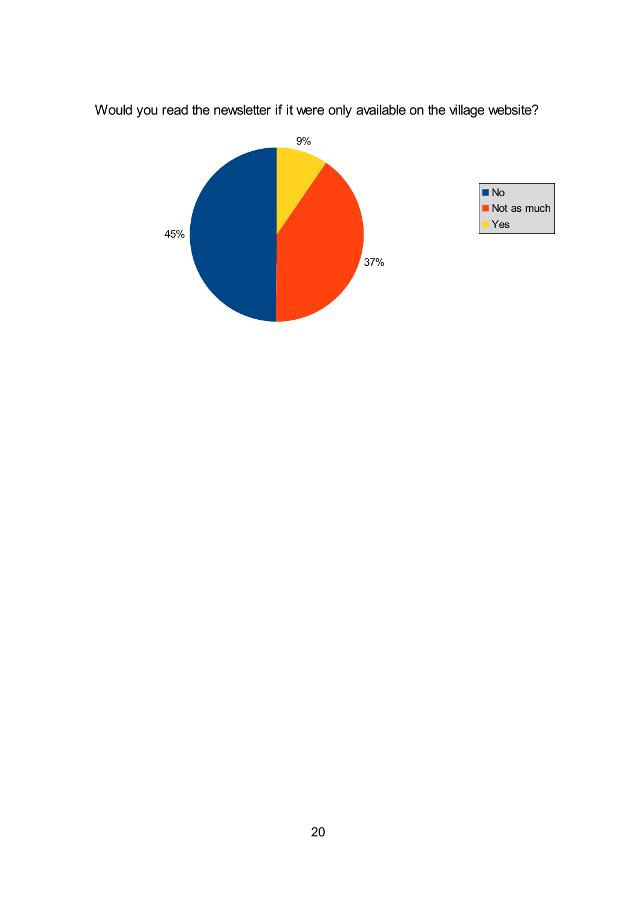Would you read the newsletter if it were only available on the village website?

| Response | Percentage |
|---|---|
| No | 45% |
| Not as much | 37% |
| Yes | 9% |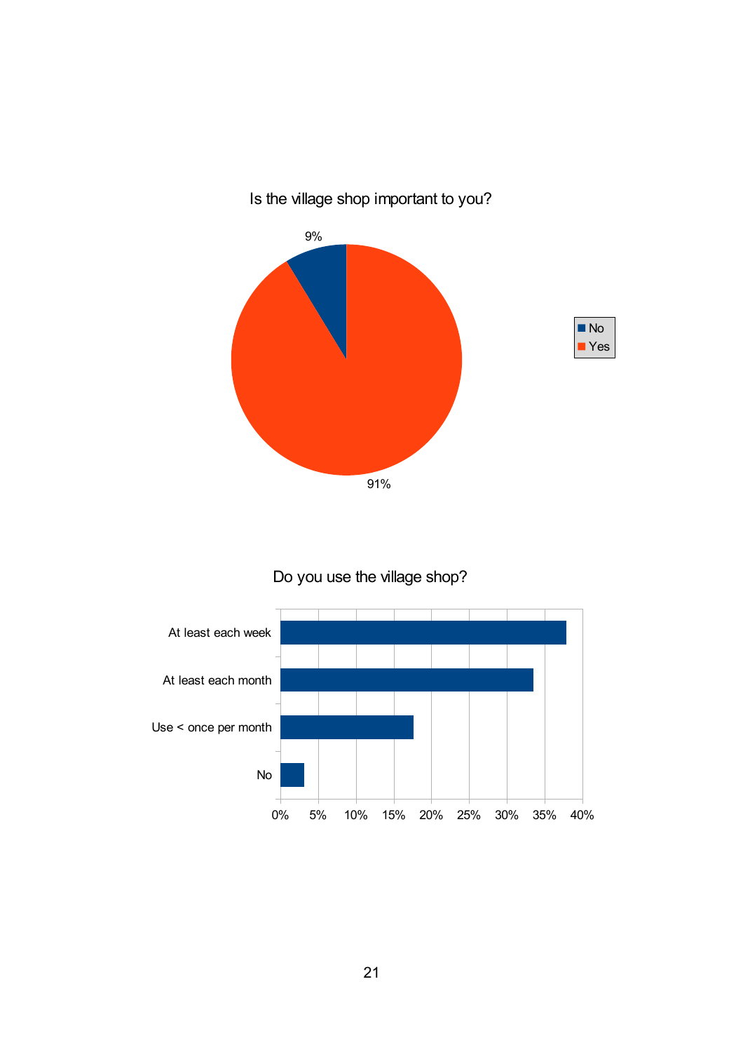Is the village shop important to you?

| Response | Percentage |
|---|---|
| No | 9% |
| Yes | 91% |

Do you use the village shop?

| Response | Approx. percentage (read from chart) |
|---|---|
| At least each week | 38% |
| At least each month | 33.5% |
| Use < once per month | 17.5% |
| No | 3% |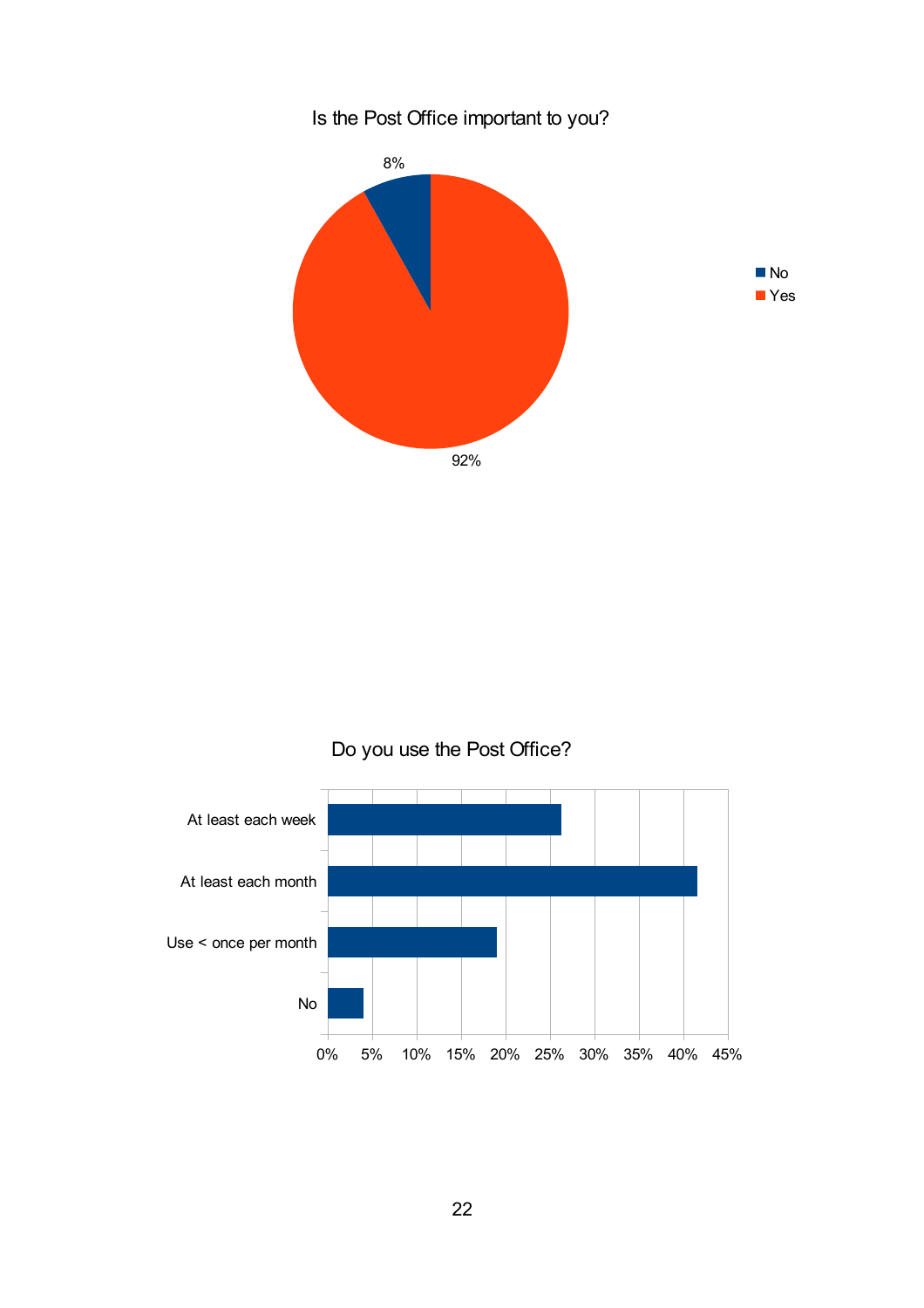## Is the Post Office important to you?

| Response | Percentage |
| --- | --- |
| No | 8% |
| Yes | 92% |

## Do you use the Post Office?

| Response | Percentage |
| --- | --- |
| At least each week | ~26% |
| At least each month | ~42% |
| Use < once per month | ~19% |
| No | ~4% |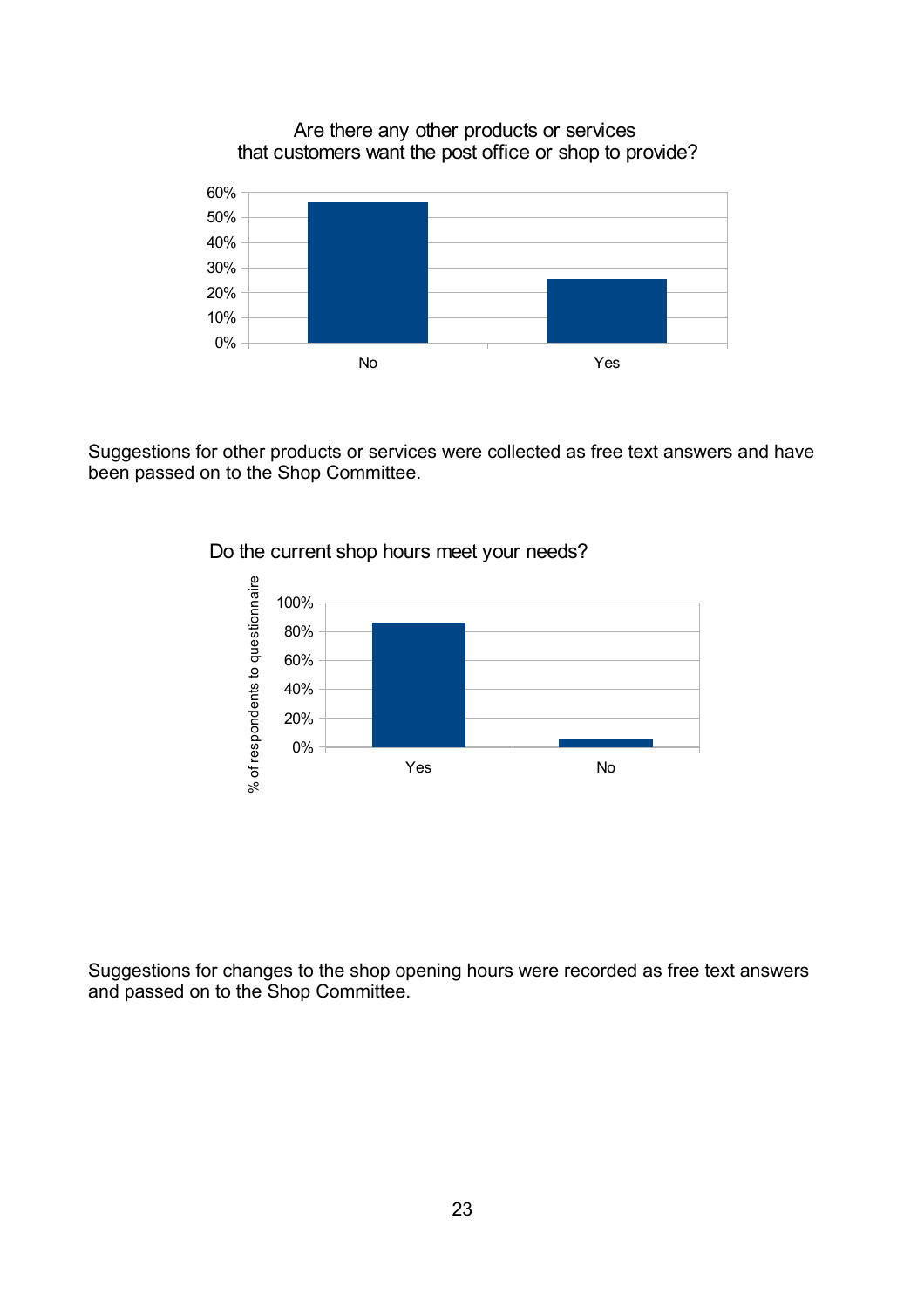Are there any other products or services that customers want the post office or shop to provide?

Suggestions for other products or services were collected as free text answers and have been passed on to the Shop Committee.

Do the current shop hours meet your needs?

Suggestions for changes to the shop opening hours were recorded as free text answers and passed on to the Shop Committee.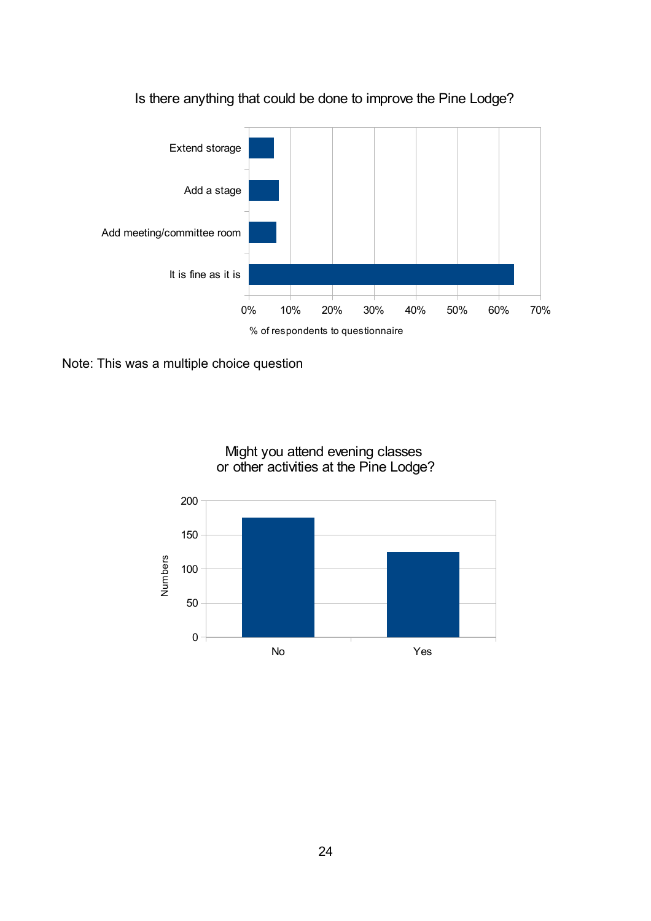Is there anything that could be done to improve the Pine Lodge?

| Response | % of respondents to questionnaire |
|---|---|
| Extend storage | 6% |
| Add a stage | 7% |
| Add meeting/committee room | 6.5% |
| It is fine as it is | 63.5% |

Note: This was a multiple choice question

Might you attend evening classes or other activities at the Pine Lodge?

| Response | Numbers |
|---|---|
| No | 175 |
| Yes | 125 |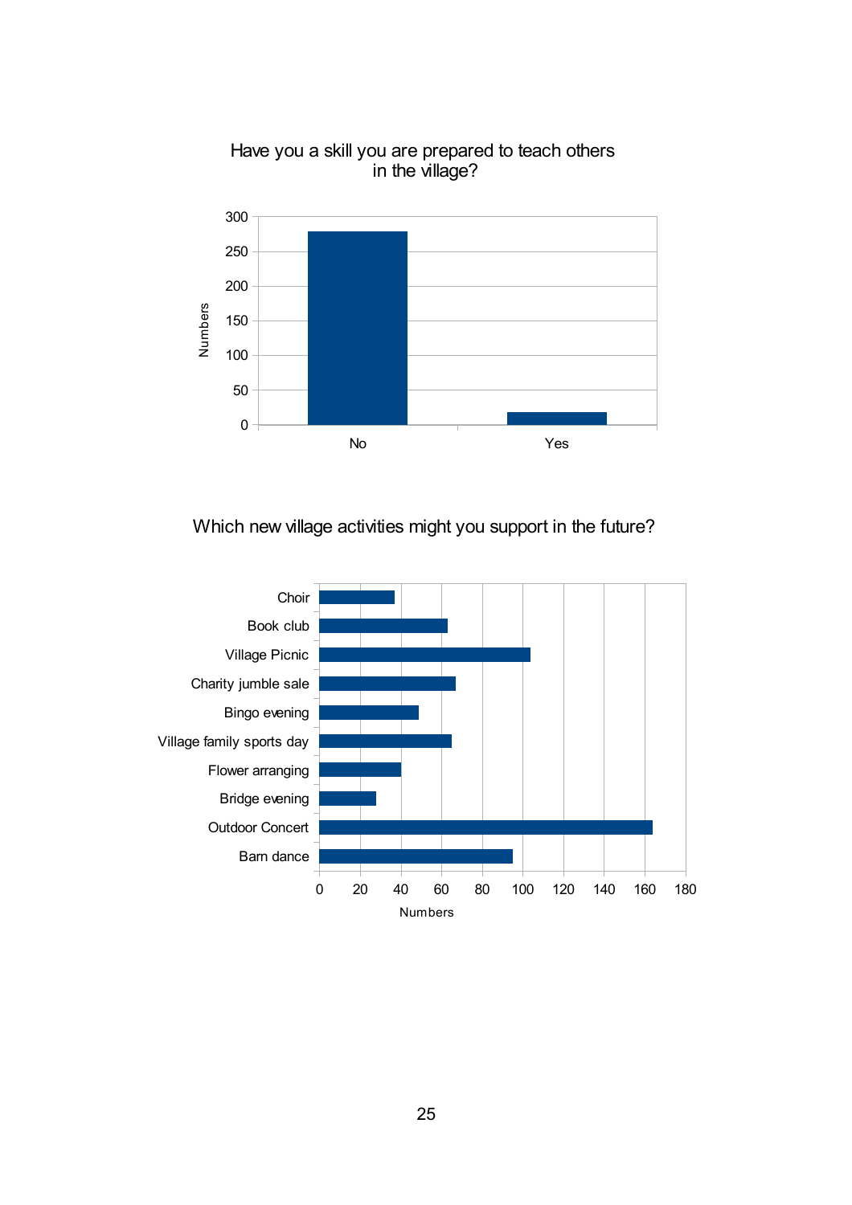Have you a skill you are prepared to teach others in the village?

| | Numbers |
|---|---|
| No | ~279 |
| Yes | ~18 |

Which new village activities might you support in the future?

| Activity | Numbers |
|---|---|
| Choir | ~37 |
| Book club | ~63 |
| Village Picnic | ~104 |
| Charity jumble sale | ~67 |
| Bingo evening | ~49 |
| Village family sports day | ~65 |
| Flower arranging | ~40 |
| Bridge evening | ~28 |
| Outdoor Concert | ~164 |
| Barn dance | ~95 |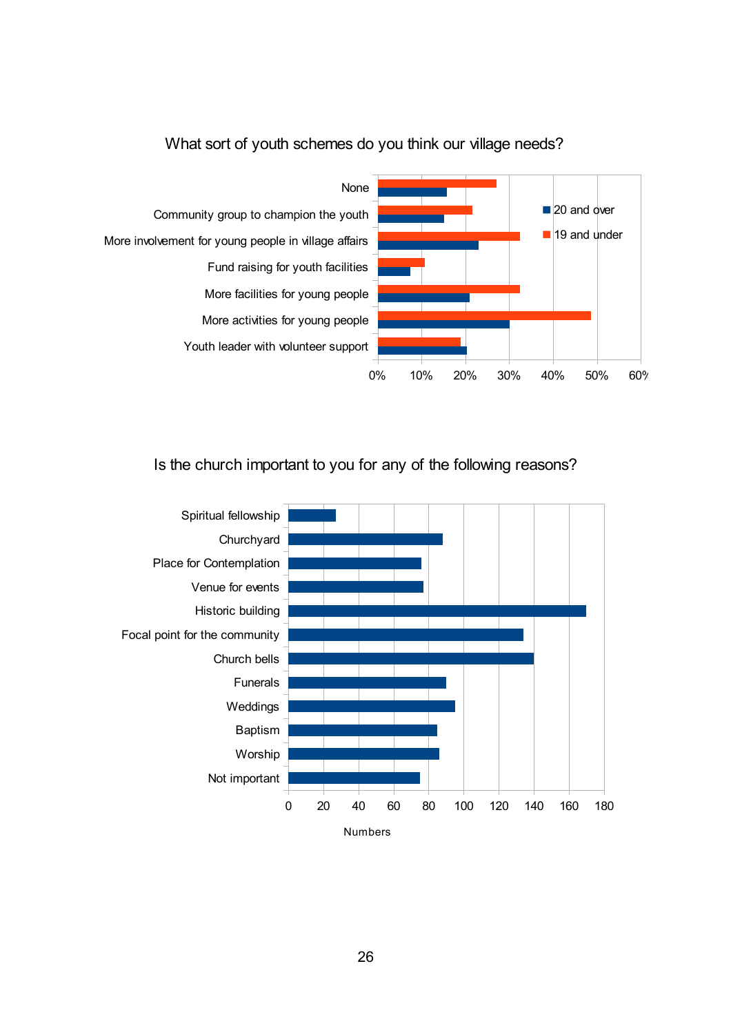## What sort of youth schemes do you think our village needs?

| | 20 and over | 19 and under |
|---|---|---|
| None | | |
| Community group to champion the youth | | |
| More involvement for young people in village affairs | | |
| Fund raising for youth facilities | | |
| More facilities for young people | | |
| More activities for young people | | |
| Youth leader with volunteer support | | |

0% 10% 20% 30% 40% 50% 60%

## Is the church important to you for any of the following reasons?

- Spiritual fellowship
- Churchyard
- Place for Contemplation
- Venue for events
- Historic building
- Focal point for the community
- Church bells
- Funerals
- Weddings
- Baptism
- Worship
- Not important

0 20 40 60 80 100 120 140 160 180

Numbers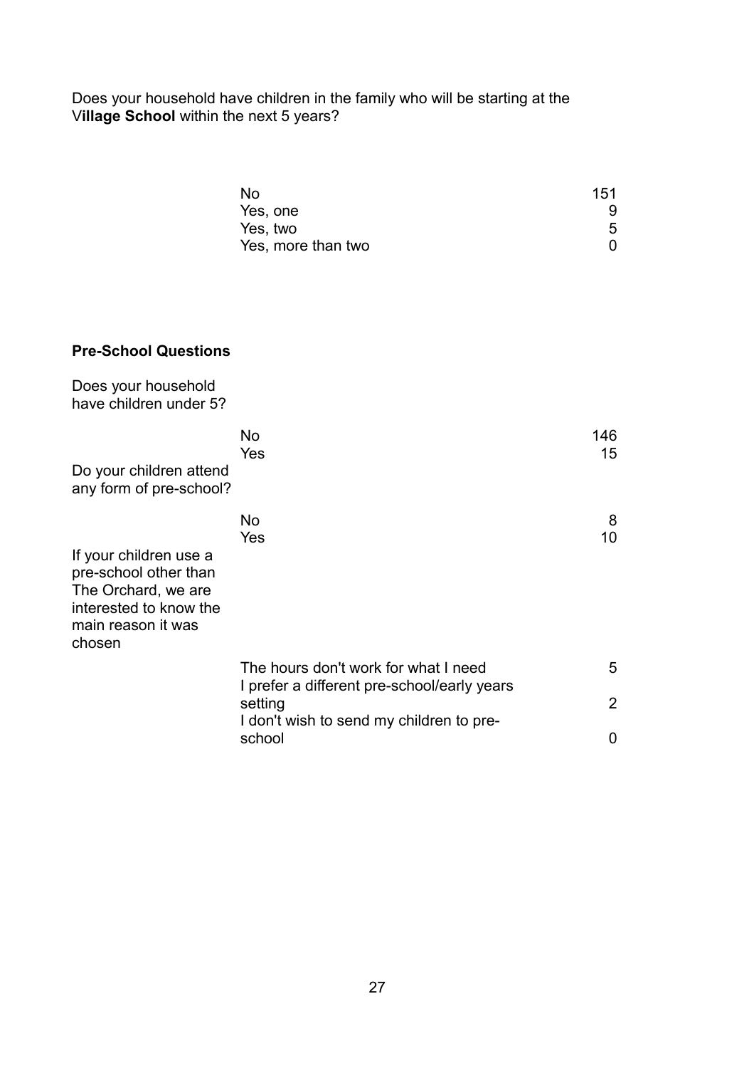Does your household have children in the family who will be starting at the V**illage School** within the next 5 years?

| | |
|---|---|
| No | 151 |
| Yes, one | 9 |
| Yes, two | 5 |
| Yes, more than two | 0 |

**Pre-School Questions**

Does your household have children under 5?

| | |
|---|---|
| No | 146 |
| Yes | 15 |

Do your children attend any form of pre-school?

| | |
|---|---|
| No | 8 |
| Yes | 10 |

If your children use a pre-school other than The Orchard, we are interested to know the main reason it was chosen

| | |
|---|---|
| The hours don't work for what I need | 5 |
| I prefer a different pre-school/early years setting | 2 |
| I don't wish to send my children to pre-school | 0 |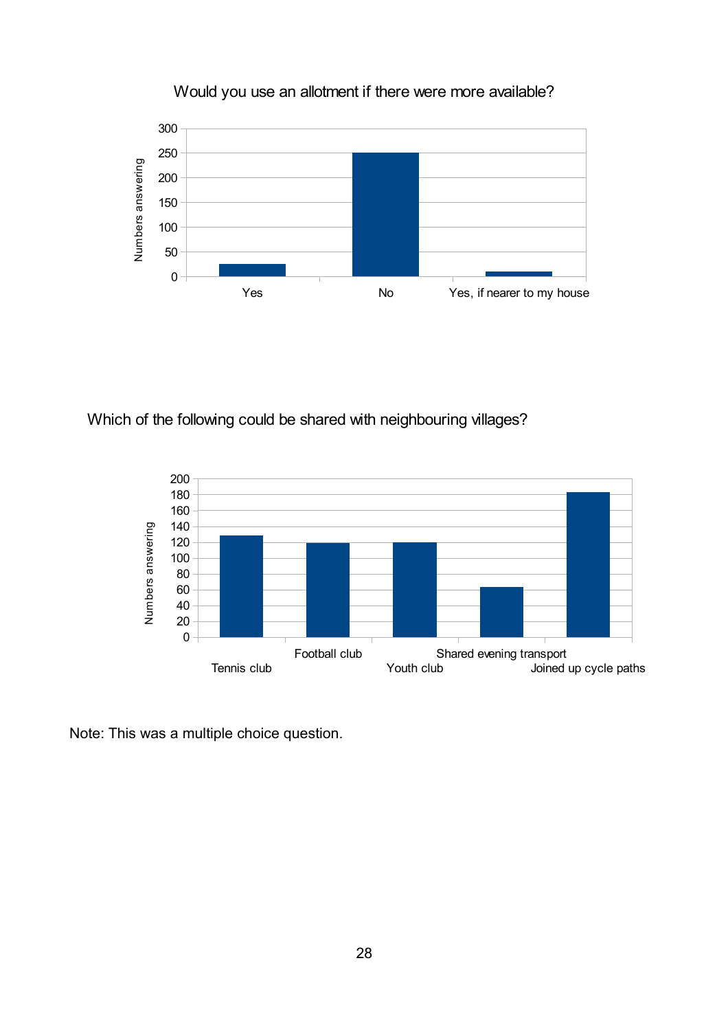Would you use an allotment if there were more available?

Which of the following could be shared with neighbouring villages?

Note: This was a multiple choice question.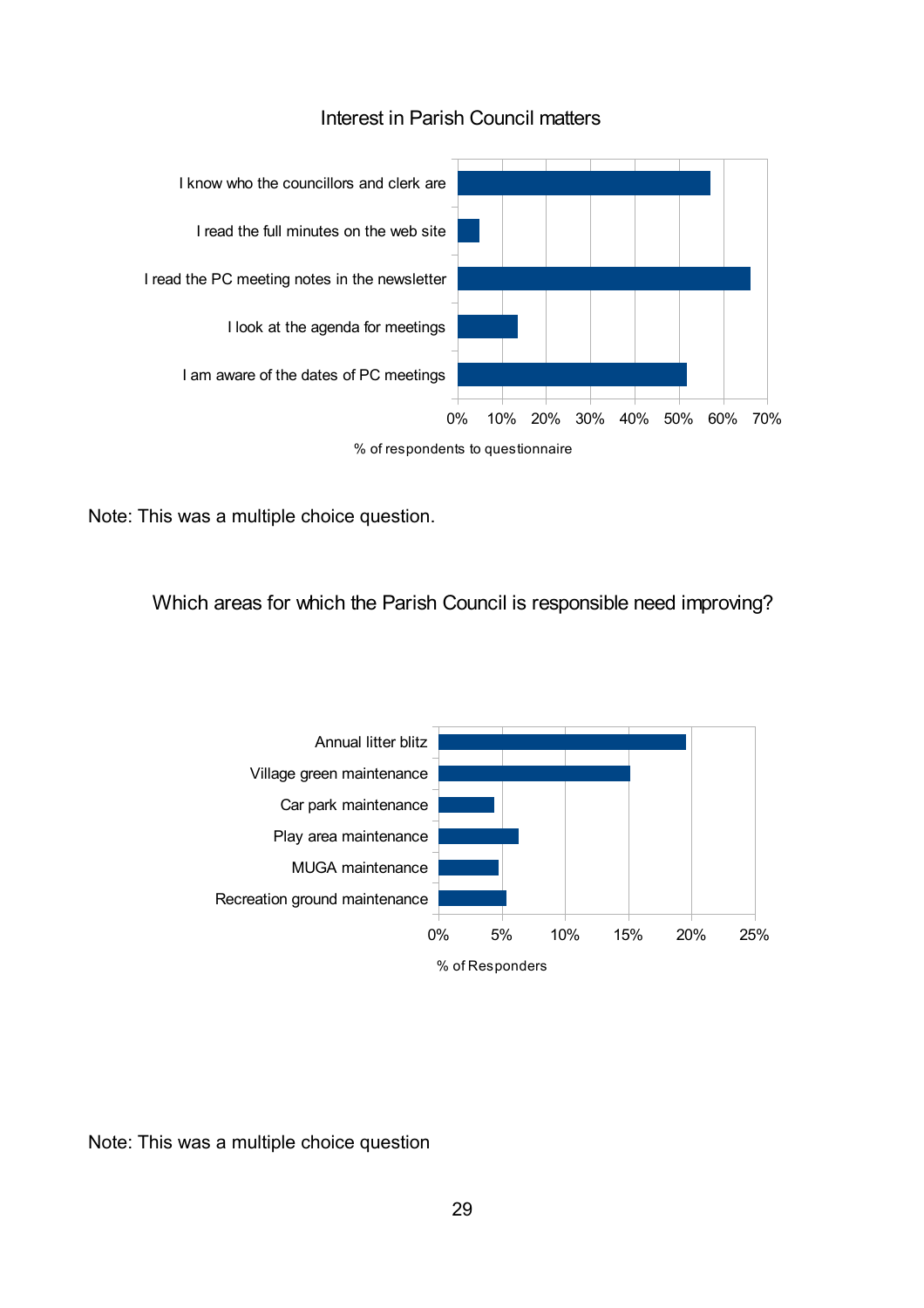Interest in Parish Council matters

| | % of respondents to questionnaire |
|---|---|
| I know who the councillors and clerk are | ~57% |
| I read the full minutes on the web site | ~5% |
| I read the PC meeting notes in the newsletter | ~66% |
| I look at the agenda for meetings | ~14% |
| I am aware of the dates of PC meetings | ~52% |

Note: This was a multiple choice question.

Which areas for which the Parish Council is responsible need improving?

| | % of Responders |
|---|---|
| Annual litter blitz | ~20% |
| Village green maintenance | ~15% |
| Car park maintenance | ~4% |
| Play area maintenance | ~6% |
| MUGA maintenance | ~5% |
| Recreation ground maintenance | ~5% |

Note: This was a multiple choice question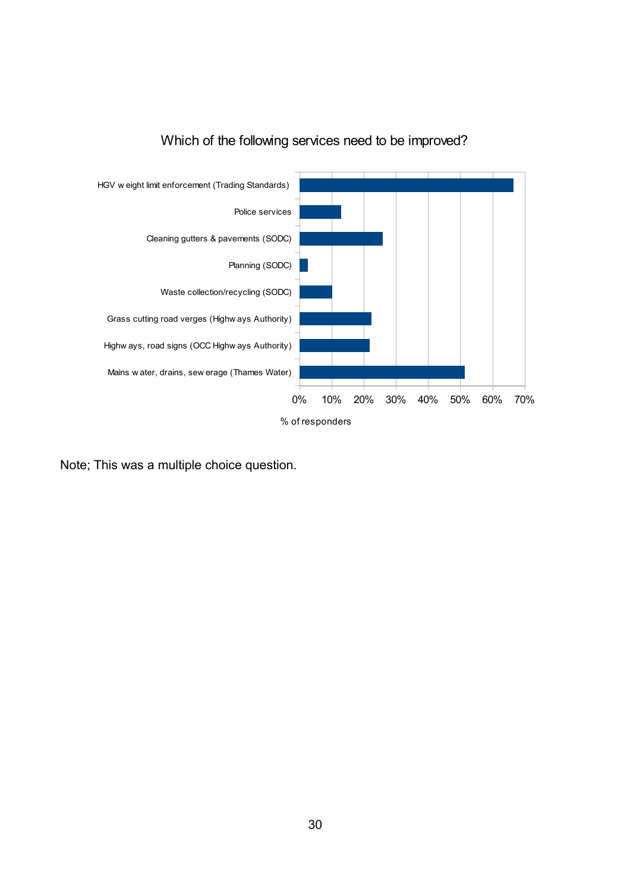## Which of the following services need to be improved?

| Service | % of responders |
|---|---|
| HGV weight limit enforcement (Trading Standards) | ~66% |
| Police services | ~13% |
| Cleaning gutters & pavements (SODC) | ~26% |
| Planning (SODC) | ~3% |
| Waste collection/recycling (SODC) | ~10% |
| Grass cutting road verges (Highways Authority) | ~22% |
| Highways, road signs (OCC Highways Authority) | ~22% |
| Mains water, drains, sewerage (Thames Water) | ~51% |

Note; This was a multiple choice question.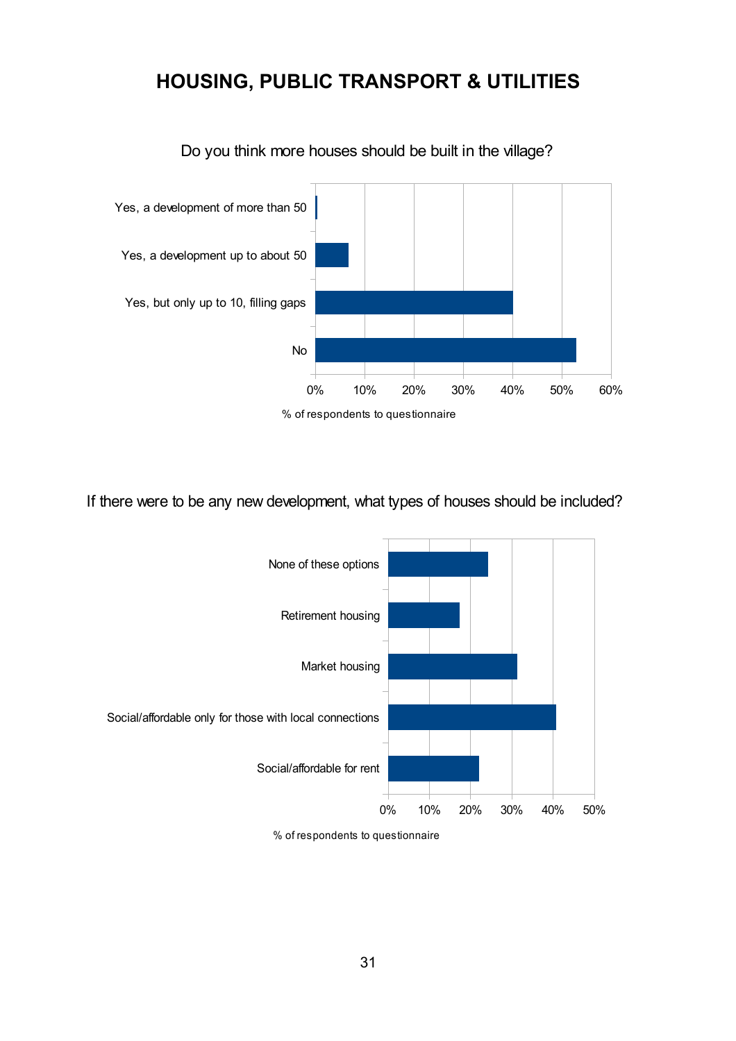# HOUSING, PUBLIC TRANSPORT & UTILITIES

Do you think more houses should be built in the village?

| Response | % of respondents to questionnaire |
|---|---|
| Yes, a development of more than 50 | ~0% |
| Yes, a development up to about 50 | ~7% |
| Yes, but only up to 10, filling gaps | ~40% |
| No | ~53% |

% of respondents to questionnaire

If there were to be any new development, what types of houses should be included?

| Response | % of respondents to questionnaire |
|---|---|
| None of these options | ~24% |
| Retirement housing | ~17% |
| Market housing | ~31% |
| Social/affordable only for those with local connections | ~41% |
| Social/affordable for rent | ~22% |

% of respondents to questionnaire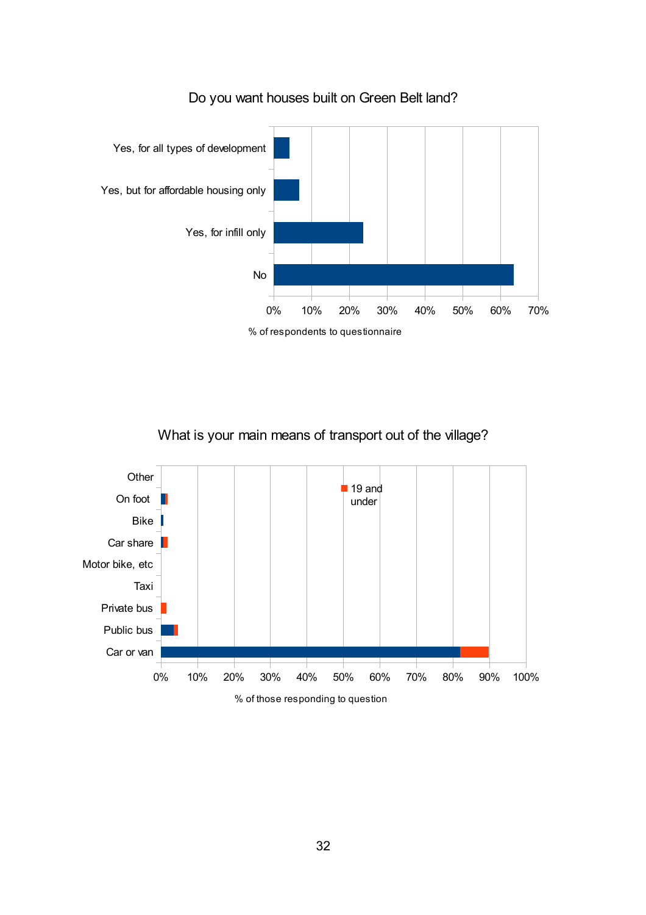Do you want houses built on Green Belt land?

| Response | % of respondents to questionnaire |
|---|---|
| Yes, for all types of development | |
| Yes, but for affordable housing only | |
| Yes, for infill only | |
| No | |

What is your main means of transport out of the village?

| Means of transport | % of those responding to question |
|---|---|
| Other | |
| On foot | |
| Bike | |
| Car share | |
| Motor bike, etc | |
| Taxi | |
| Private bus | |
| Public bus | |
| Car or van | |

19 and under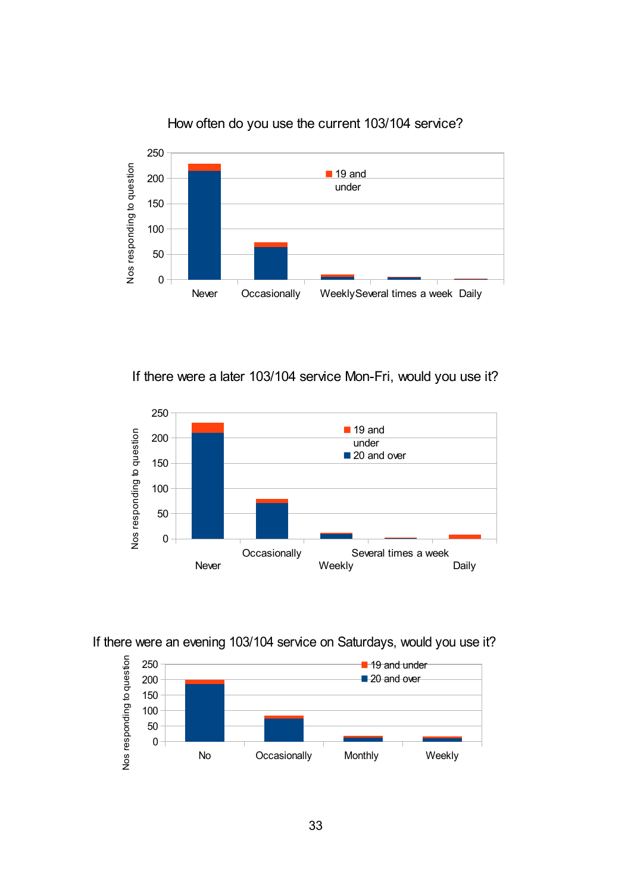How often do you use the current 103/104 service?

Nos responding to question

250
200
150
100
50
0

Never | Occasionally | Weekly | Several times a week | Daily

19 and under

If there were a later 103/104 service Mon-Fri, would you use it?

Nos responding to question

250
200
150
100
50
0

Never | Occasionally | Weekly | Several times a week | Daily

19 and under
20 and over

If there were an evening 103/104 service on Saturdays, would you use it?

Nos responding to question

250
200
150
100
50
0

No | Occasionally | Monthly | Weekly

19 and under
20 and over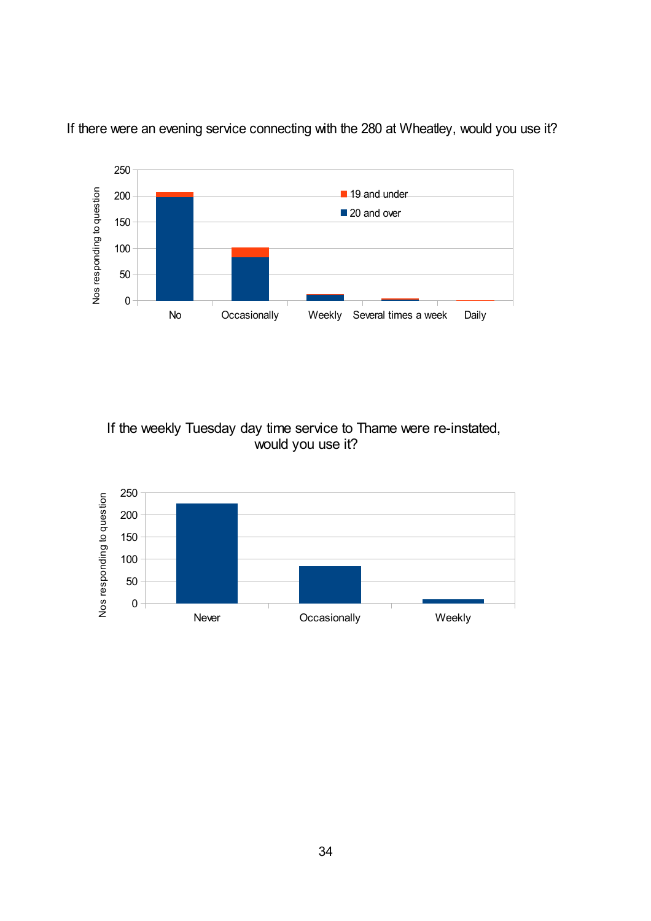If there were an evening service connecting with the 280 at Wheatley, would you use it?

If the weekly Tuesday day time service to Thame were re-instated, would you use it?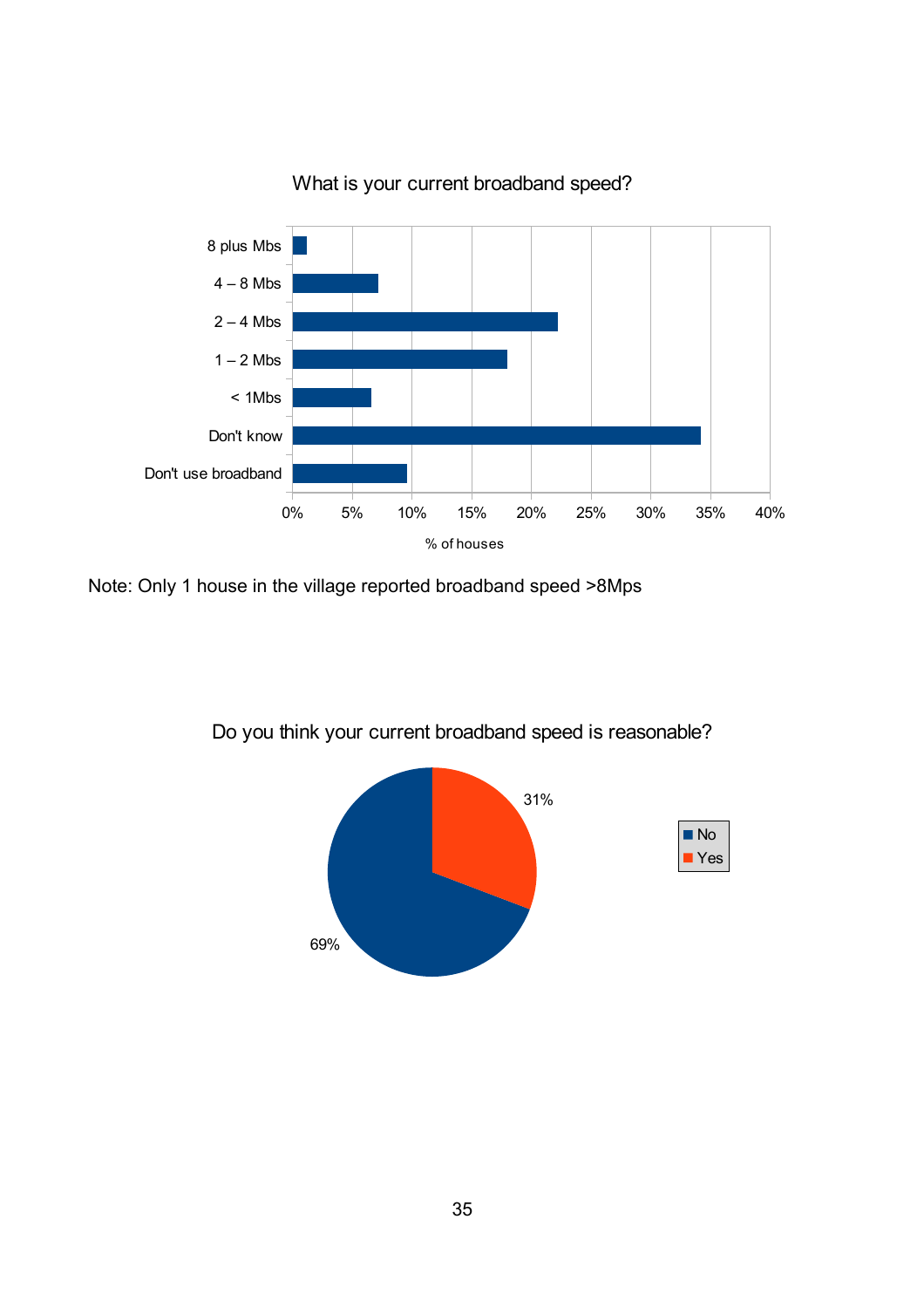What is your current broadband speed?

| Response | % of houses |
|---|---|
| 8 plus Mbs | ~1% |
| 4 – 8 Mbs | ~7% |
| 2 – 4 Mbs | ~22% |
| 1 – 2 Mbs | ~18% |
| < 1Mbs | ~6.5% |
| Don't know | ~34% |
| Don't use broadband | ~9.5% |

Note: Only 1 house in the village reported broadband speed >8Mps

Do you think your current broadband speed is reasonable?

| Response | % |
|---|---|
| No | 69% |
| Yes | 31% |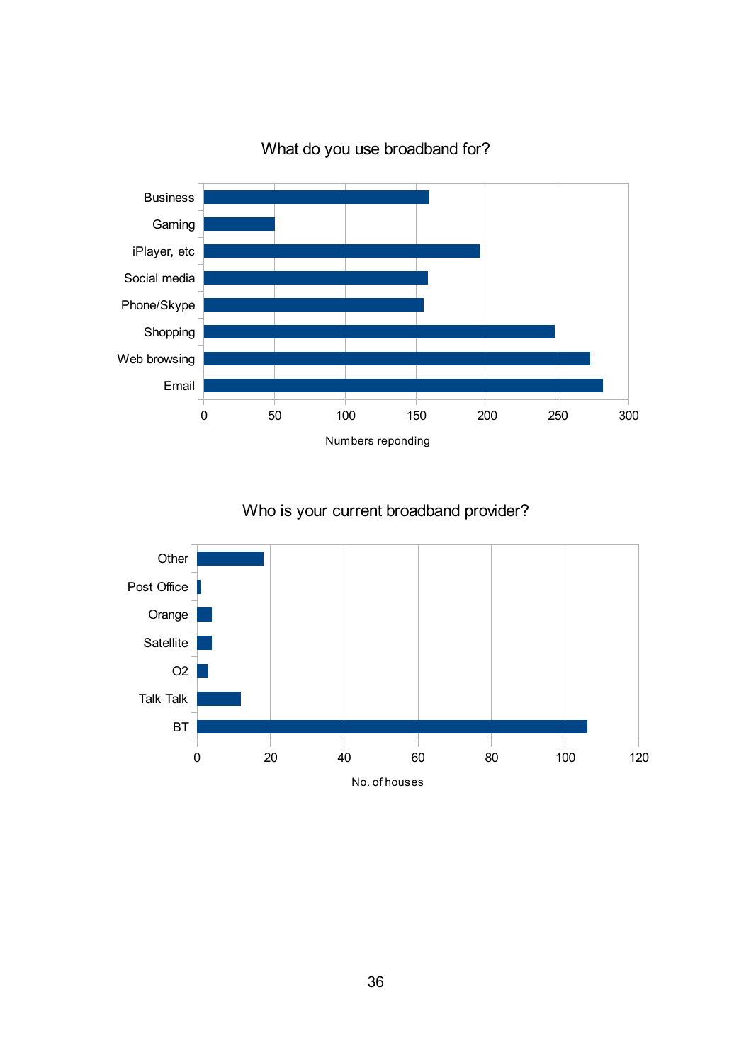## What do you use broadband for?

| Use | Numbers reponding |
|---|---|
| Business | 159 |
| Gaming | 50 |
| iPlayer, etc | 195 |
| Social media | 158 |
| Phone/Skype | 155 |
| Shopping | 248 |
| Web browsing | 273 |
| Email | 282 |

Numbers reponding

## Who is your current broadband provider?

| Provider | No. of houses |
|---|---|
| Other | 18 |
| Post Office | 1 |
| Orange | 4 |
| Satellite | 4 |
| O2 | 3 |
| Talk Talk | 12 |
| BT | 106 |

No. of houses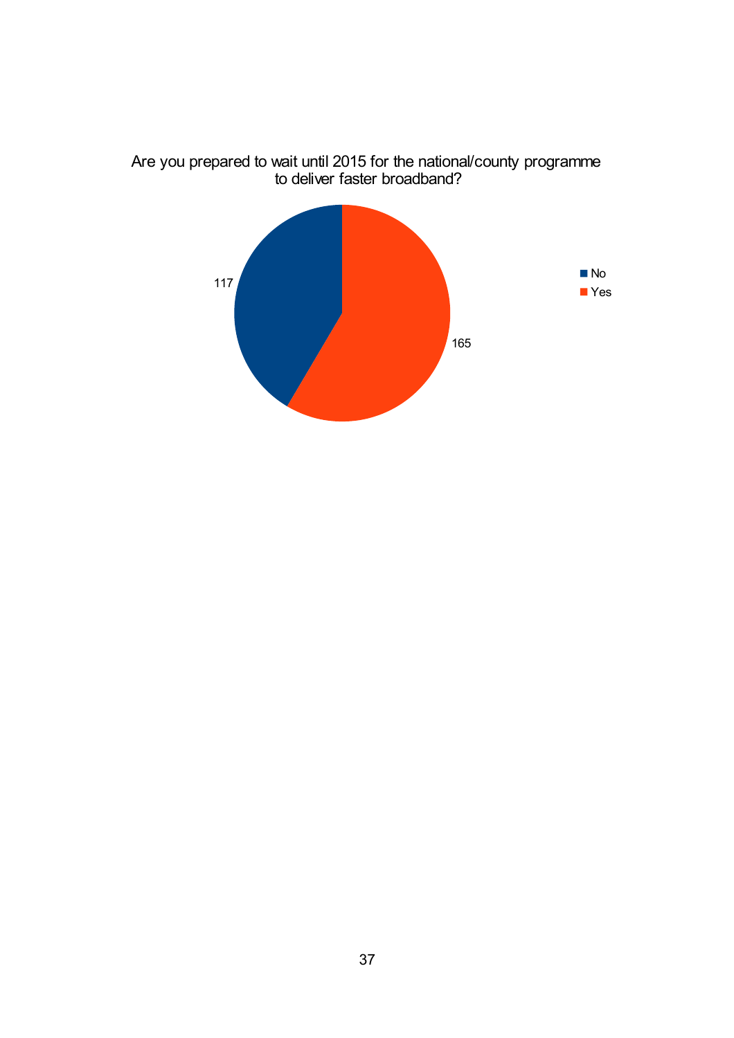Are you prepared to wait until 2015 for the national/county programme to deliver faster broadband?

| Response | Count |
|---|---|
| No | 117 |
| Yes | 165 |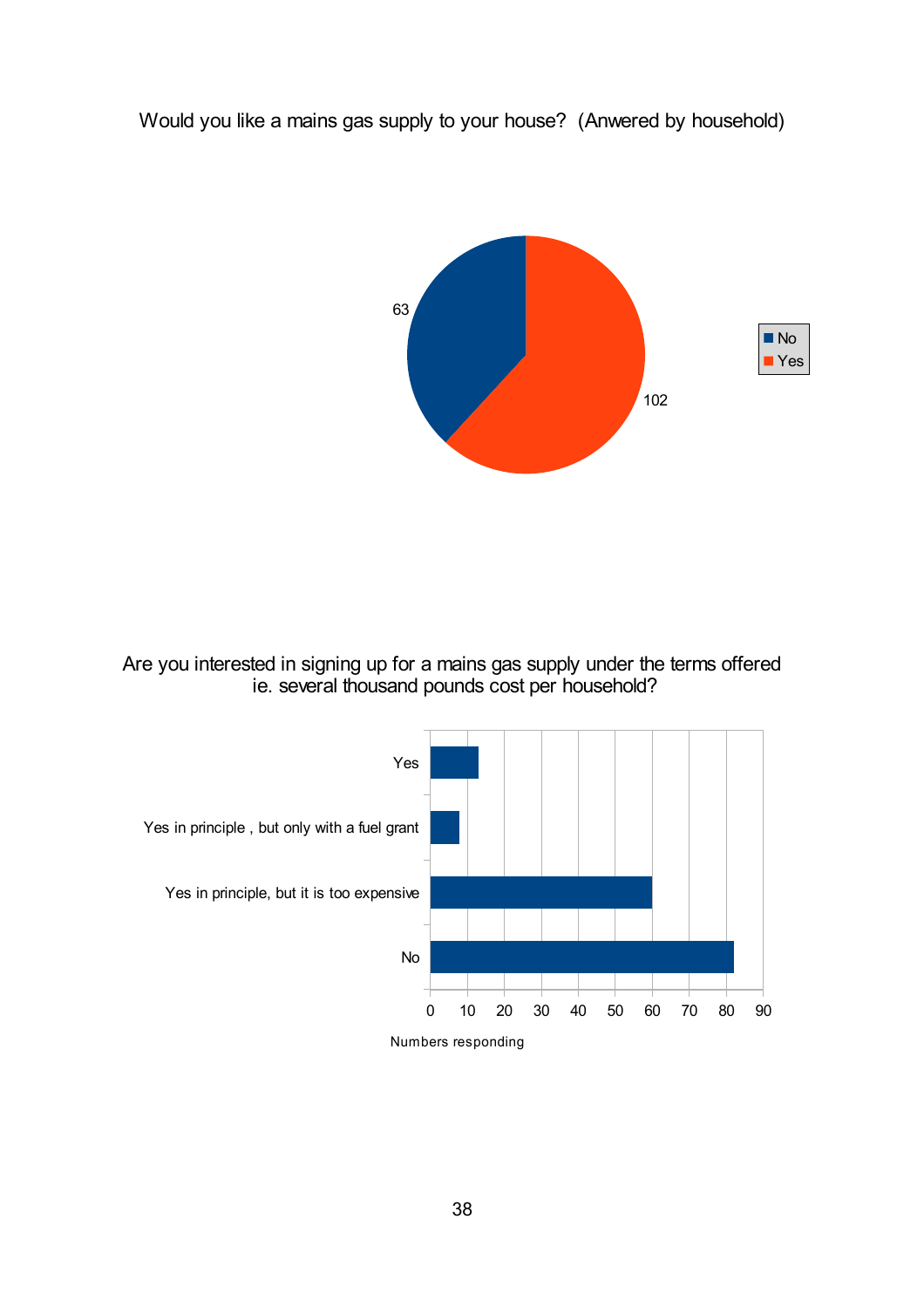Would you like a mains gas supply to your house? (Anwered by household)

| Response | Households |
|---|---|
| No | 63 |
| Yes | 102 |

Are you interested in signing up for a mains gas supply under the terms offered ie. several thousand pounds cost per household?

| Response | Numbers responding |
|---|---|
| Yes | 13 |
| Yes in principle , but only with a fuel grant | 8 |
| Yes in principle, but it is too expensive | 60 |
| No | 82 |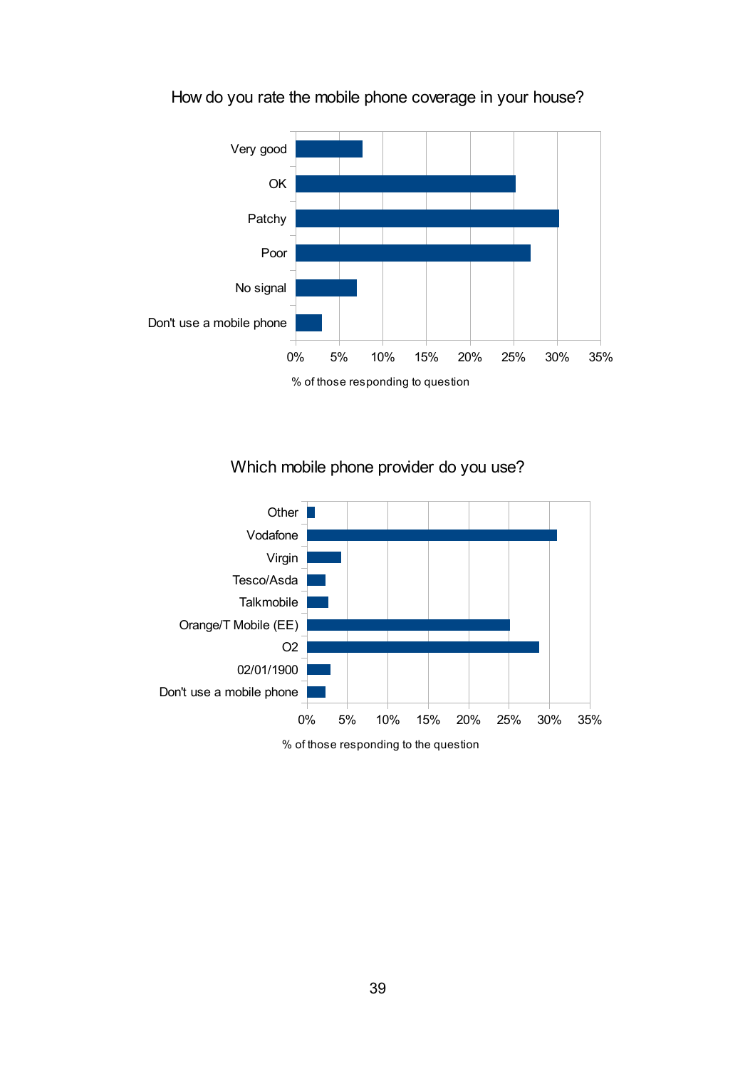## How do you rate the mobile phone coverage in your house?

| Response | % of those responding to question (approx.) |
|---|---|
| Very good | 7.5% |
| OK | 25% |
| Patchy | 30% |
| Poor | 27% |
| No signal | 7% |
| Don't use a mobile phone | 3% |

% of those responding to question

## Which mobile phone provider do you use?

| Provider | % of those responding to the question (approx.) |
|---|---|
| Other | 1% |
| Vodafone | 31% |
| Virgin | 4% |
| Tesco/Asda | 2% |
| Talkmobile | 3% |
| Orange/T Mobile (EE) | 25% |
| O2 | 29% |
| 02/01/1900 | 3% |
| Don't use a mobile phone | 2% |

% of those responding to the question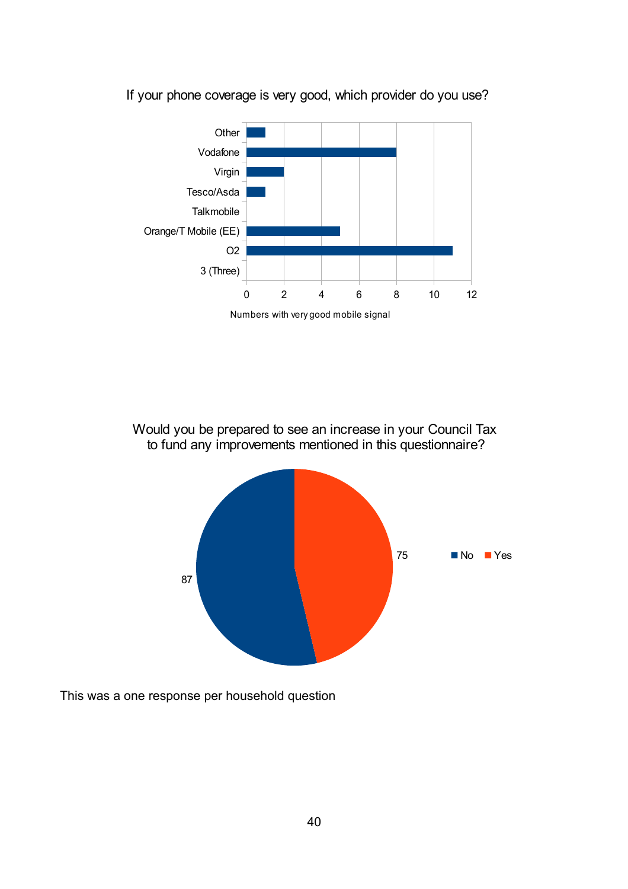If your phone coverage is very good, which provider do you use?

| Provider | Numbers with very good mobile signal |
|---|---|
| Other | 1 |
| Vodafone | 8 |
| Virgin | 2 |
| Tesco/Asda | 1 |
| Talkmobile | 0 |
| Orange/T Mobile (EE) | 5 |
| O2 | 11 |
| 3 (Three) | 0 |

Would you be prepared to see an increase in your Council Tax to fund any improvements mentioned in this questionnaire?

| Response | Count |
|---|---|
| No | 87 |
| Yes | 75 |

This was a one response per household question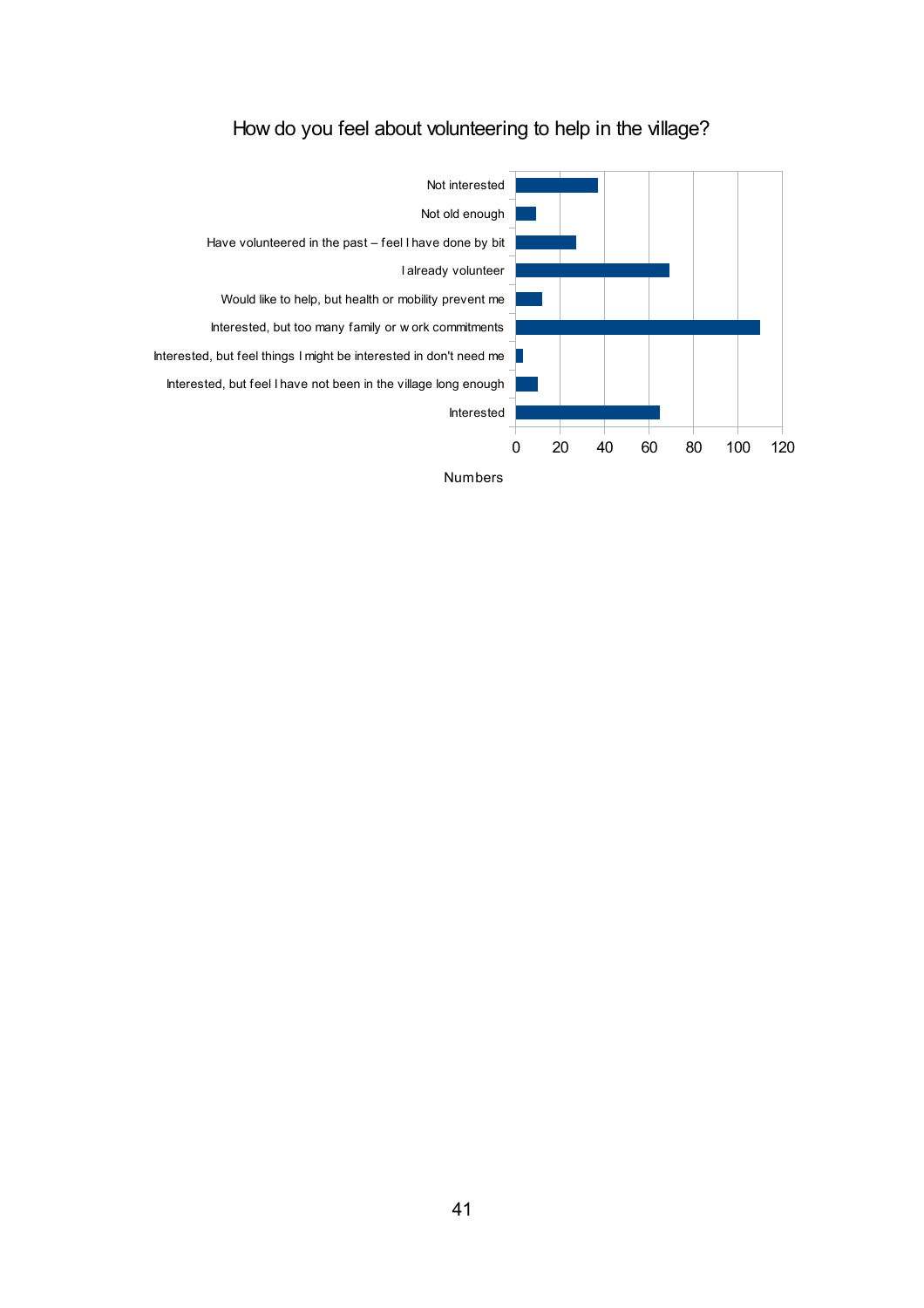How do you feel about volunteering to help in the village?

| Response | Numbers |
|---|---|
| Not interested | 37 |
| Not old enough | 9 |
| Have volunteered in the past – feel I have done by bit | 27 |
| I already volunteer | 69 |
| Would like to help, but health or mobility prevent me | 12 |
| Interested, but too many family or w ork commitments | 110 |
| Interested, but feel things I might be interested in don't need me | 3 |
| Interested, but feel I have not been in the village long enough | 10 |
| Interested | 65 |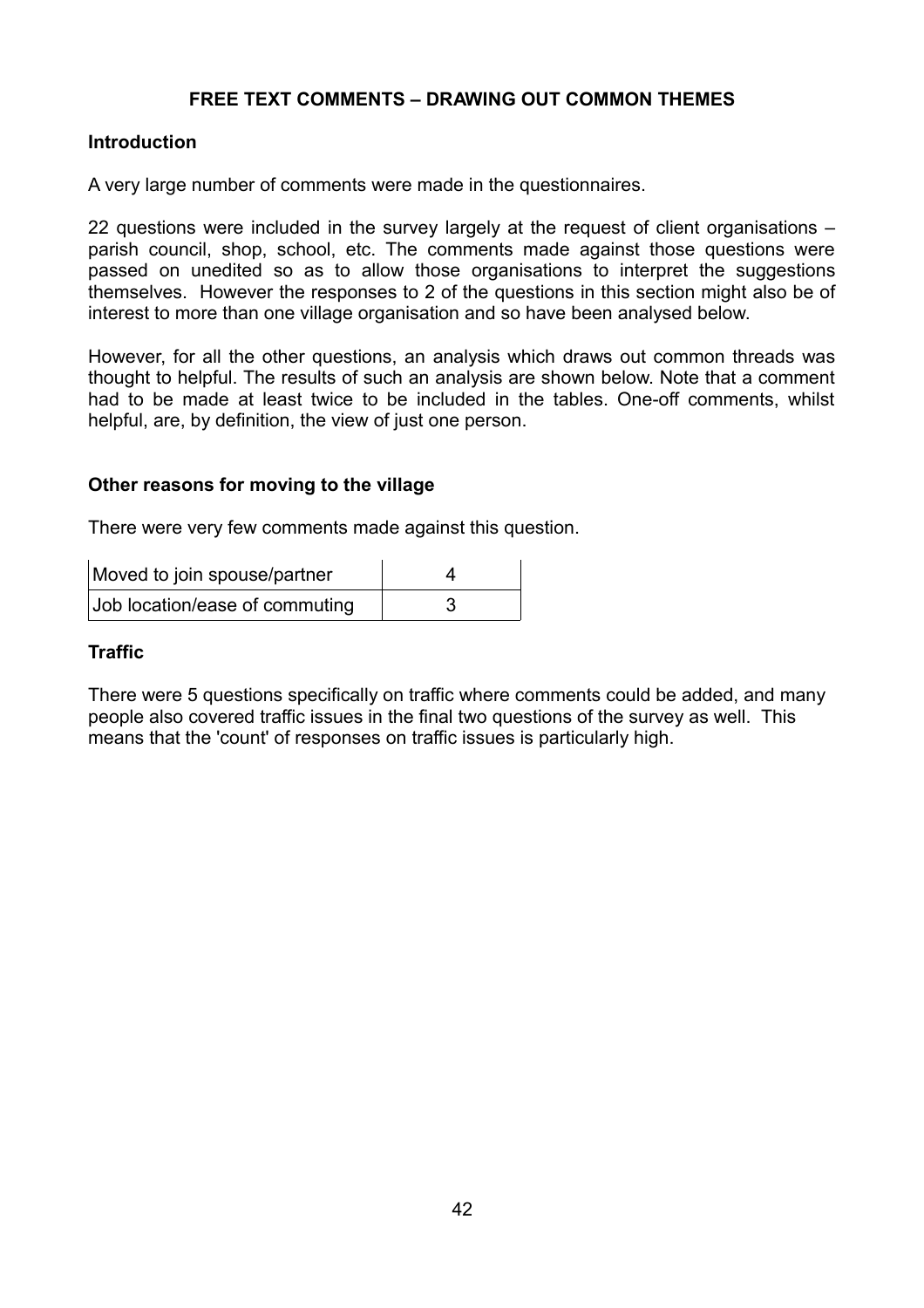# FREE TEXT COMMENTS – DRAWING OUT COMMON THEMES

## Introduction

A very large number of comments were made in the questionnaires.

22 questions were included in the survey largely at the request of client organisations – parish council, shop, school, etc. The comments made against those questions were passed on unedited so as to allow those organisations to interpret the suggestions themselves. However the responses to 2 of the questions in this section might also be of interest to more than one village organisation and so have been analysed below.

However, for all the other questions, an analysis which draws out common threads was thought to helpful. The results of such an analysis are shown below. Note that a comment had to be made at least twice to be included in the tables. One-off comments, whilst helpful, are, by definition, the view of just one person.

## Other reasons for moving to the village

There were very few comments made against this question.

| | |
|---|---|
| Moved to join spouse/partner | 4 |
| Job location/ease of commuting | 3 |

## Traffic

There were 5 questions specifically on traffic where comments could be added, and many people also covered traffic issues in the final two questions of the survey as well. This means that the 'count' of responses on traffic issues is particularly high.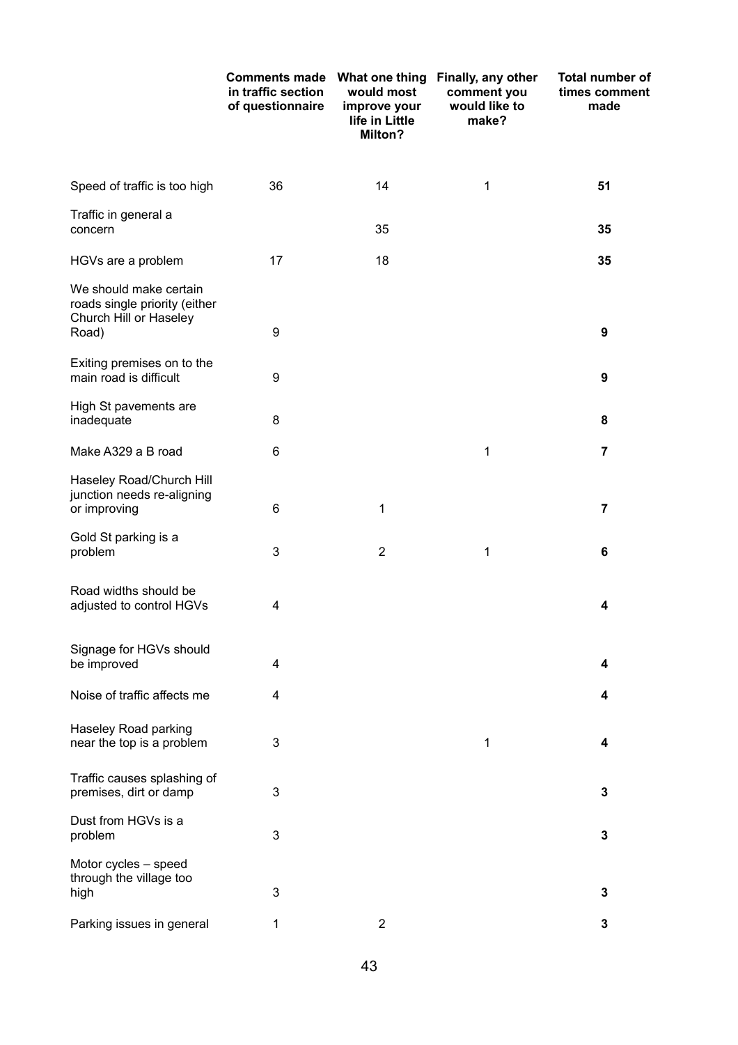| | Comments made in traffic section of questionnaire | What one thing would most improve your life in Little Milton? | Finally, any other comment you would like to make? | Total number of times comment made |
|---|---|---|---|---|
| Speed of traffic is too high | 36 | 14 | 1 | **51** |
| Traffic in general a concern | | 35 | | **35** |
| HGVs are a problem | 17 | 18 | | **35** |
| We should make certain roads single priority (either Church Hill or Haseley Road) | 9 | | | **9** |
| Exiting premises on to the main road is difficult | 9 | | | **9** |
| High St pavements are inadequate | 8 | | | **8** |
| Make A329 a B road | 6 | | 1 | **7** |
| Haseley Road/Church Hill junction needs re-aligning or improving | 6 | 1 | | **7** |
| Gold St parking is a problem | 3 | 2 | 1 | **6** |
| Road widths should be adjusted to control HGVs | 4 | | | **4** |
| Signage for HGVs should be improved | 4 | | | **4** |
| Noise of traffic affects me | 4 | | | **4** |
| Haseley Road parking near the top is a problem | 3 | | 1 | **4** |
| Traffic causes splashing of premises, dirt or damp | 3 | | | **3** |
| Dust from HGVs is a problem | 3 | | | **3** |
| Motor cycles – speed through the village too high | 3 | | | **3** |
| Parking issues in general | 1 | 2 | | **3** |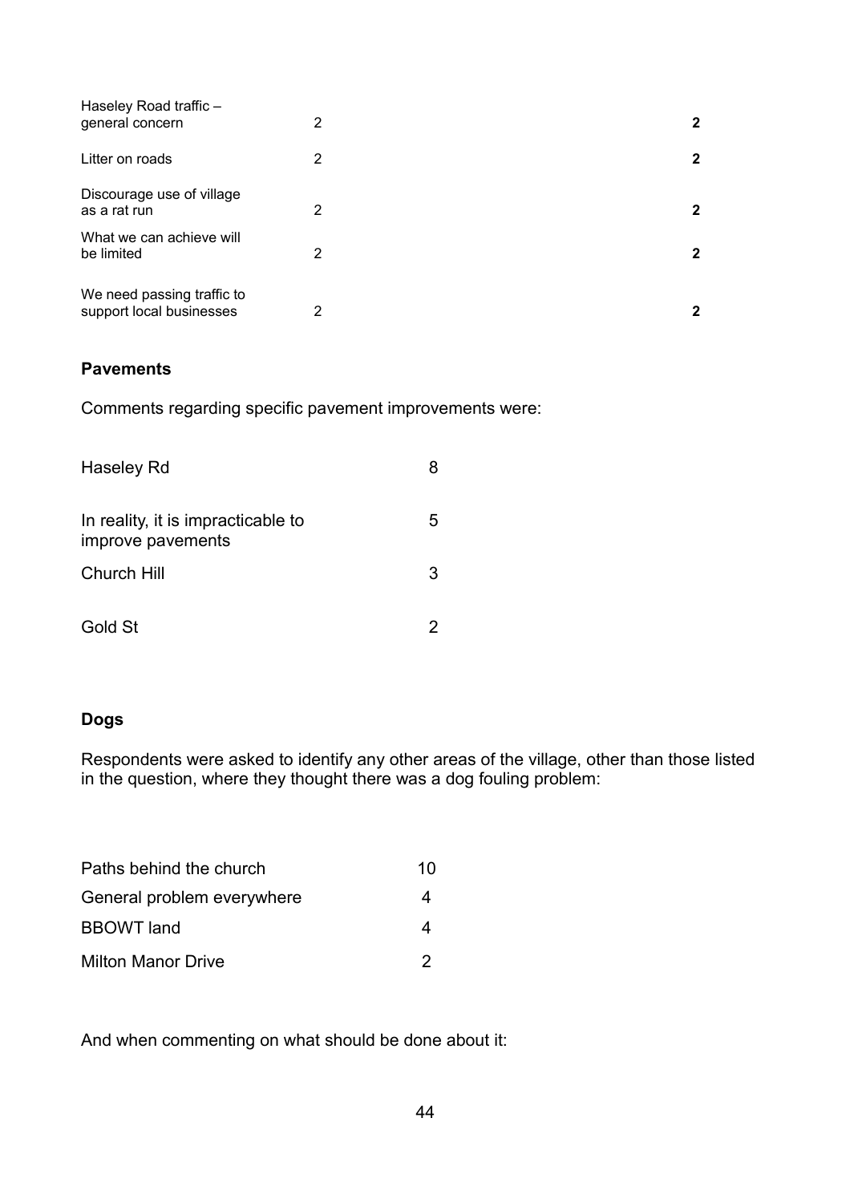| | | | |
|---|---|---|---|
| Haseley Road traffic – general concern | 2 | | **2** |
| Litter on roads | 2 | | **2** |
| Discourage use of village as a rat run | 2 | | **2** |
| What we can achieve will be limited | 2 | | **2** |
| We need passing traffic to support local businesses | 2 | | **2** |

**Pavements**

Comments regarding specific pavement improvements were:

| | |
|---|---|
| Haseley Rd | 8 |
| In reality, it is impracticable to improve pavements | 5 |
| Church Hill | 3 |
| Gold St | 2 |

**Dogs**

Respondents were asked to identify any other areas of the village, other than those listed in the question, where they thought there was a dog fouling problem:

| | |
|---|---|
| Paths behind the church | 10 |
| General problem everywhere | 4 |
| BBOWT land | 4 |
| Milton Manor Drive | 2 |

And when commenting on what should be done about it: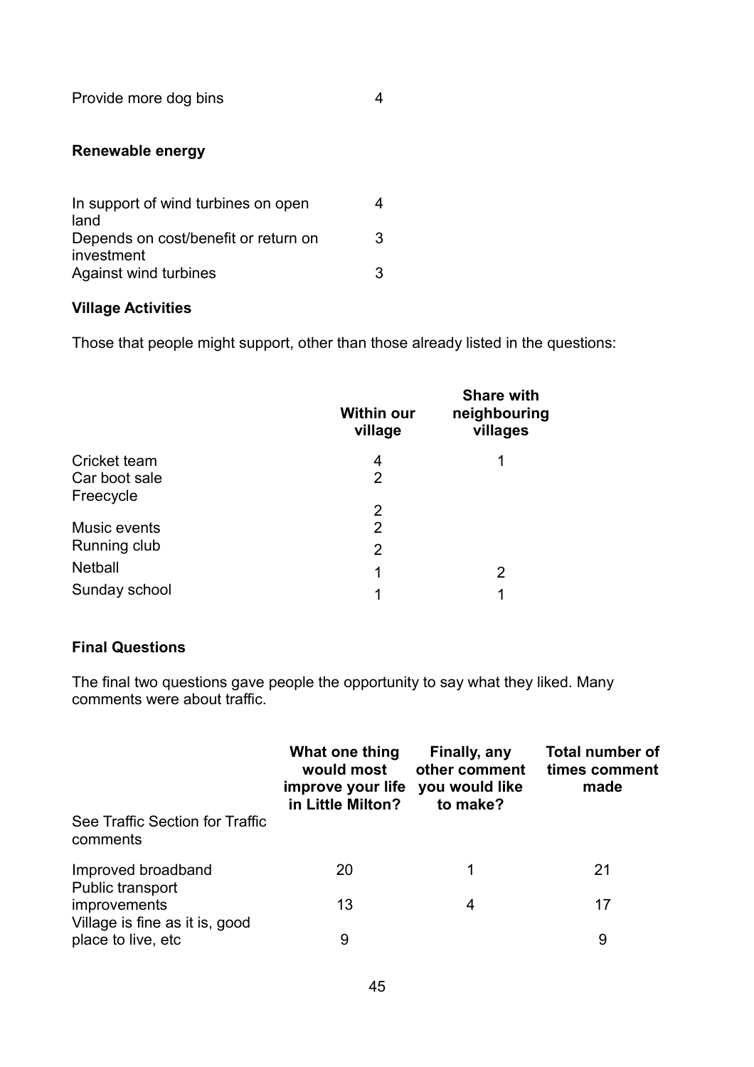| | |
|---|---|
| Provide more dog bins | 4 |

**Renewable energy**

| | |
|---|---|
| In support of wind turbines on open land | 4 |
| Depends on cost/benefit or return on investment | 3 |
| Against wind turbines | 3 |

**Village Activities**

Those that people might support, other than those already listed in the questions:

| | Within our village | Share with neighbouring villages |
|---|---|---|
| Cricket team | 4 | 1 |
| Car boot sale | 2 | |
| Freecycle | 2 | |
| Music events | 2 | |
| Running club | 2 | |
| Netball | 1 | 2 |
| Sunday school | 1 | 1 |

**Final Questions**

The final two questions gave people the opportunity to say what they liked. Many comments were about traffic.

| See Traffic Section for Traffic comments | What one thing would most improve your life in Little Milton? | Finally, any other comment you would like to make? | Total number of times comment made |
|---|---|---|---|
| Improved broadband | 20 | 1 | 21 |
| Public transport improvements | 13 | 4 | 17 |
| Village is fine as it is, good place to live, etc | 9 | | 9 |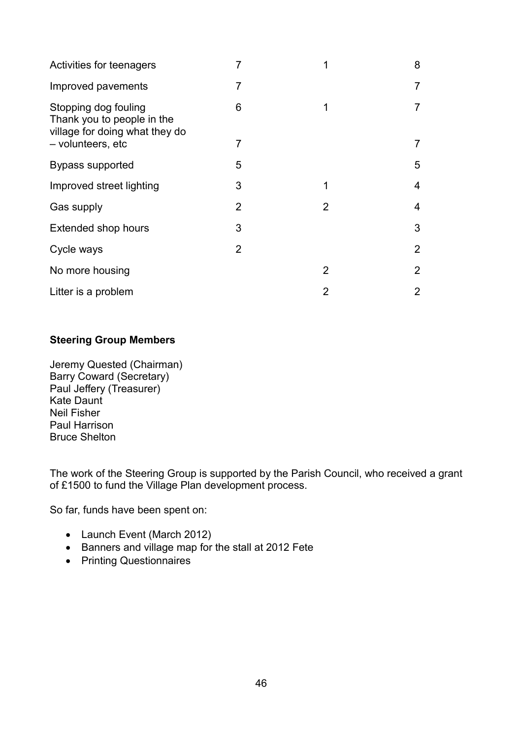| | | | |
|---|---|---|---|
| Activities for teenagers | 7 | 1 | 8 |
| Improved pavements | 7 | | 7 |
| Stopping dog fouling | 6 | 1 | 7 |
| Thank you to people in the village for doing what they do – volunteers, etc | 7 | | 7 |
| Bypass supported | 5 | | 5 |
| Improved street lighting | 3 | 1 | 4 |
| Gas supply | 2 | 2 | 4 |
| Extended shop hours | 3 | | 3 |
| Cycle ways | 2 | | 2 |
| No more housing | | 2 | 2 |
| Litter is a problem | | 2 | 2 |

**Steering Group Members**

Jeremy Quested (Chairman)
Barry Coward (Secretary)
Paul Jeffery (Treasurer)
Kate Daunt
Neil Fisher
Paul Harrison
Bruce Shelton

The work of the Steering Group is supported by the Parish Council, who received a grant of £1500 to fund the Village Plan development process.

So far, funds have been spent on:

- Launch Event (March 2012)
- Banners and village map for the stall at 2012 Fete
- Printing Questionnaires